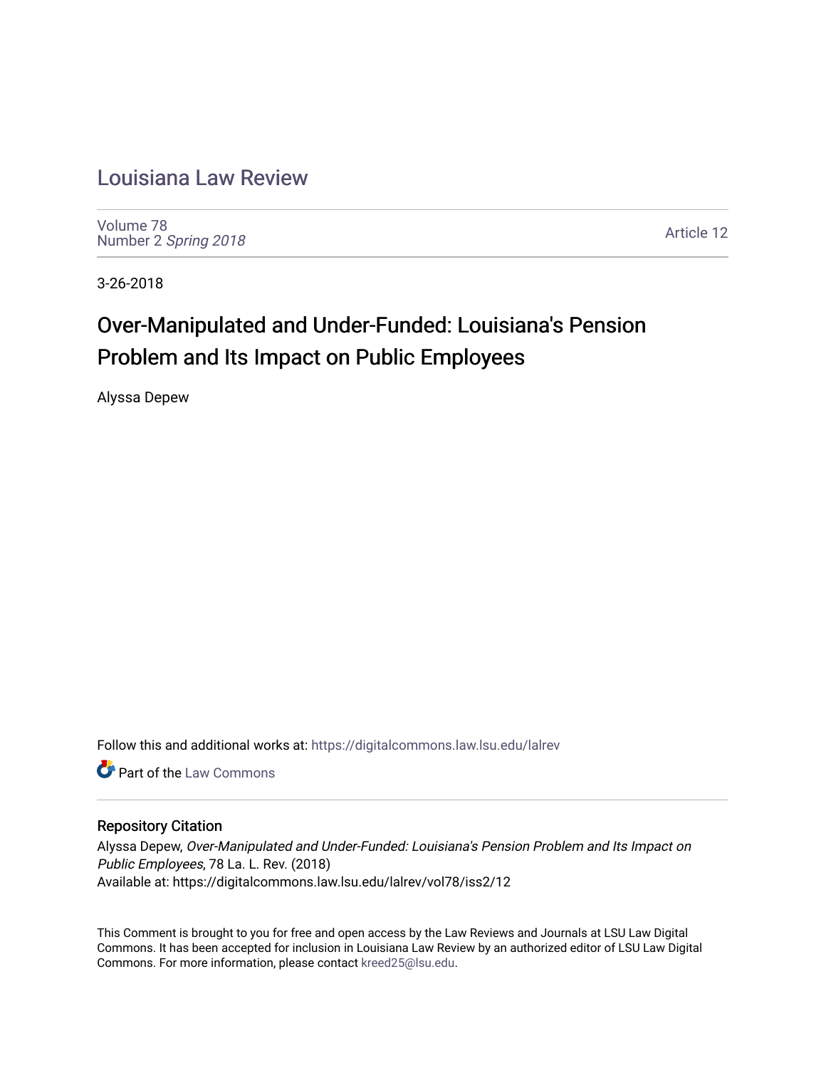# Louisiana Law Review

Volume 78
Number 2 *Spring 2018*

Article 12

3-26-2018

## Over-Manipulated and Under-Funded: Louisiana's Pension Problem and Its Impact on Public Employees

Alyssa Depew

Follow this and additional works at: https://digitalcommons.law.lsu.edu/lalrev

Part of the Law Commons

### Repository Citation

Alyssa Depew, *Over-Manipulated and Under-Funded: Louisiana's Pension Problem and Its Impact on Public Employees*, 78 La. L. Rev. (2018)
Available at: https://digitalcommons.law.lsu.edu/lalrev/vol78/iss2/12

This Comment is brought to you for free and open access by the Law Reviews and Journals at LSU Law Digital Commons. It has been accepted for inclusion in Louisiana Law Review by an authorized editor of LSU Law Digital Commons. For more information, please contact kreed25@lsu.edu.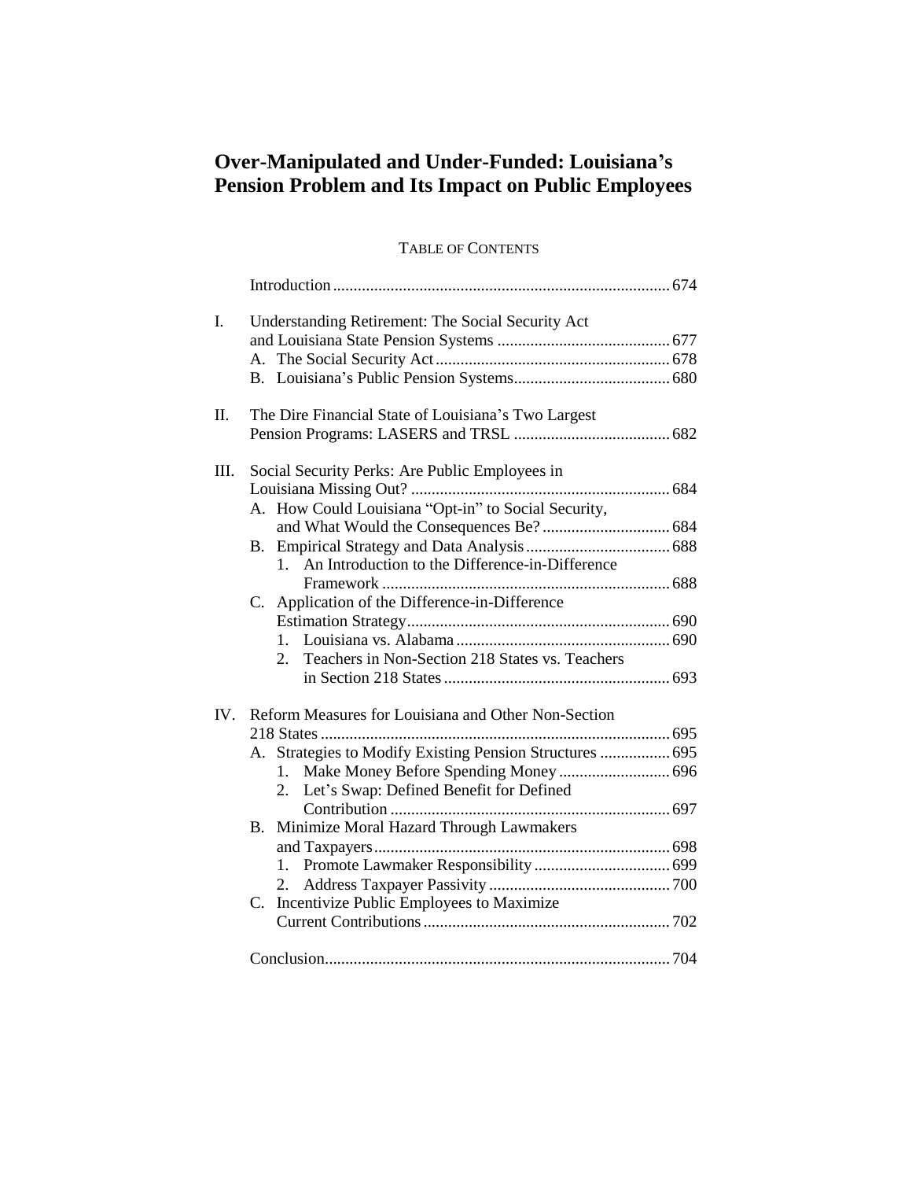# Over-Manipulated and Under-Funded: Louisiana's Pension Problem and Its Impact on Public Employees

TABLE OF CONTENTS

Introduction ........................................................................ 674

I. Understanding Retirement: The Social Security Act and Louisiana State Pension Systems ........................................ 677
   A. The Social Security Act ........................................................ 678
   B. Louisiana's Public Pension Systems ..................................... 680

II. The Dire Financial State of Louisiana's Two Largest Pension Programs: LASERS and TRSL ...................................... 682

III. Social Security Perks: Are Public Employees in Louisiana Missing Out? ............................................................... 684
   A. How Could Louisiana "Opt-in" to Social Security, and What Would the Consequences Be? ............................... 684
   B. Empirical Strategy and Data Analysis ................................... 688
      1. An Introduction to the Difference-in-Difference Framework ...................................................................... 688
   C. Application of the Difference-in-Difference Estimation Strategy ................................................................ 690
      1. Louisiana vs. Alabama .................................................... 690
      2. Teachers in Non-Section 218 States vs. Teachers in Section 218 States ....................................................... 693

IV. Reform Measures for Louisiana and Other Non-Section 218 States ..................................................................................... 695
   A. Strategies to Modify Existing Pension Structures ................. 695
      1. Make Money Before Spending Money ........................... 696
      2. Let's Swap: Defined Benefit for Defined Contribution .................................................................... 697
   B. Minimize Moral Hazard Through Lawmakers and Taxpayers ........................................................................ 698
      1. Promote Lawmaker Responsibility ................................. 699
      2. Address Taxpayer Passivity ............................................ 700
   C. Incentivize Public Employees to Maximize Current Contributions ............................................................ 702

Conclusion ................................................................................... 704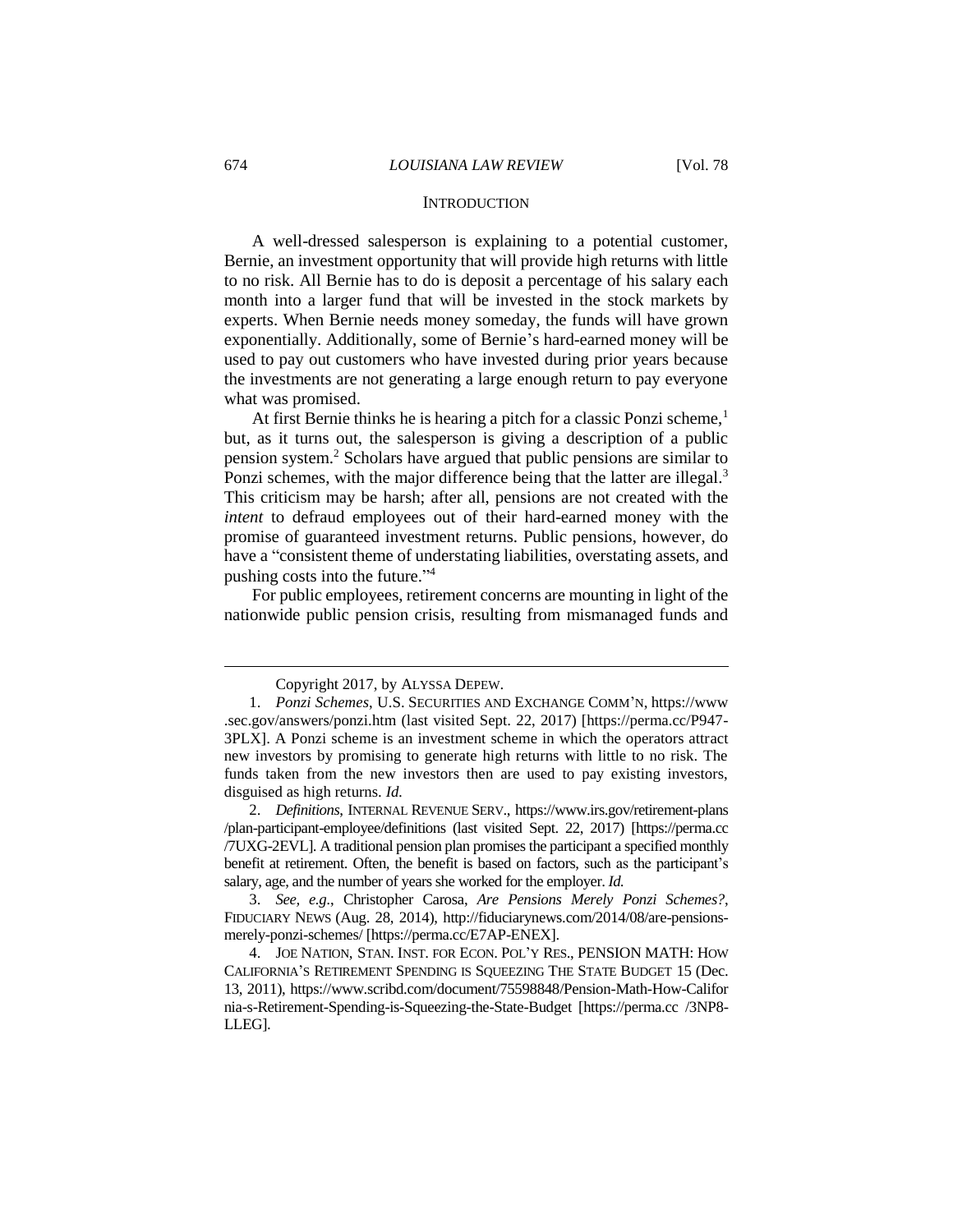## INTRODUCTION

A well-dressed salesperson is explaining to a potential customer, Bernie, an investment opportunity that will provide high returns with little to no risk. All Bernie has to do is deposit a percentage of his salary each month into a larger fund that will be invested in the stock markets by experts. When Bernie needs money someday, the funds will have grown exponentially. Additionally, some of Bernie's hard-earned money will be used to pay out customers who have invested during prior years because the investments are not generating a large enough return to pay everyone what was promised.

At first Bernie thinks he is hearing a pitch for a classic Ponzi scheme,[1] but, as it turns out, the salesperson is giving a description of a public pension system.[2] Scholars have argued that public pensions are similar to Ponzi schemes, with the major difference being that the latter are illegal.[3] This criticism may be harsh; after all, pensions are not created with the *intent* to defraud employees out of their hard-earned money with the promise of guaranteed investment returns. Public pensions, however, do have a "consistent theme of understating liabilities, overstating assets, and pushing costs into the future."[4]

For public employees, retirement concerns are mounting in light of the nationwide public pension crisis, resulting from mismanaged funds and

---

Copyright 2017, by ALYSSA DEPEW.

1. *Ponzi Schemes*, U.S. SECURITIES AND EXCHANGE COMM'N, https://www.sec.gov/answers/ponzi.htm (last visited Sept. 22, 2017) [https://perma.cc/P947-3PLX]. A Ponzi scheme is an investment scheme in which the operators attract new investors by promising to generate high returns with little to no risk. The funds taken from the new investors then are used to pay existing investors, disguised as high returns. *Id.*

2. *Definitions*, INTERNAL REVENUE SERV., https://www.irs.gov/retirement-plans/plan-participant-employee/definitions (last visited Sept. 22, 2017) [https://perma.cc/7UXG-2EVL]. A traditional pension plan promises the participant a specified monthly benefit at retirement. Often, the benefit is based on factors, such as the participant's salary, age, and the number of years she worked for the employer. *Id.*

3. *See, e.g.*, Christopher Carosa, *Are Pensions Merely Ponzi Schemes?*, FIDUCIARY NEWS (Aug. 28, 2014), http://fiduciarynews.com/2014/08/are-pensions-merely-ponzi-schemes/ [https://perma.cc/E7AP-ENEX].

4. JOE NATION, STAN. INST. FOR ECON. POL'Y RES., PENSION MATH: HOW CALIFORNIA'S RETIREMENT SPENDING IS SQUEEZING THE STATE BUDGET 15 (Dec. 13, 2011), https://www.scribd.com/document/75598848/Pension-Math-How-California-s-Retirement-Spending-is-Squeezing-the-State-Budget [https://perma.cc/3NP8-LLEG].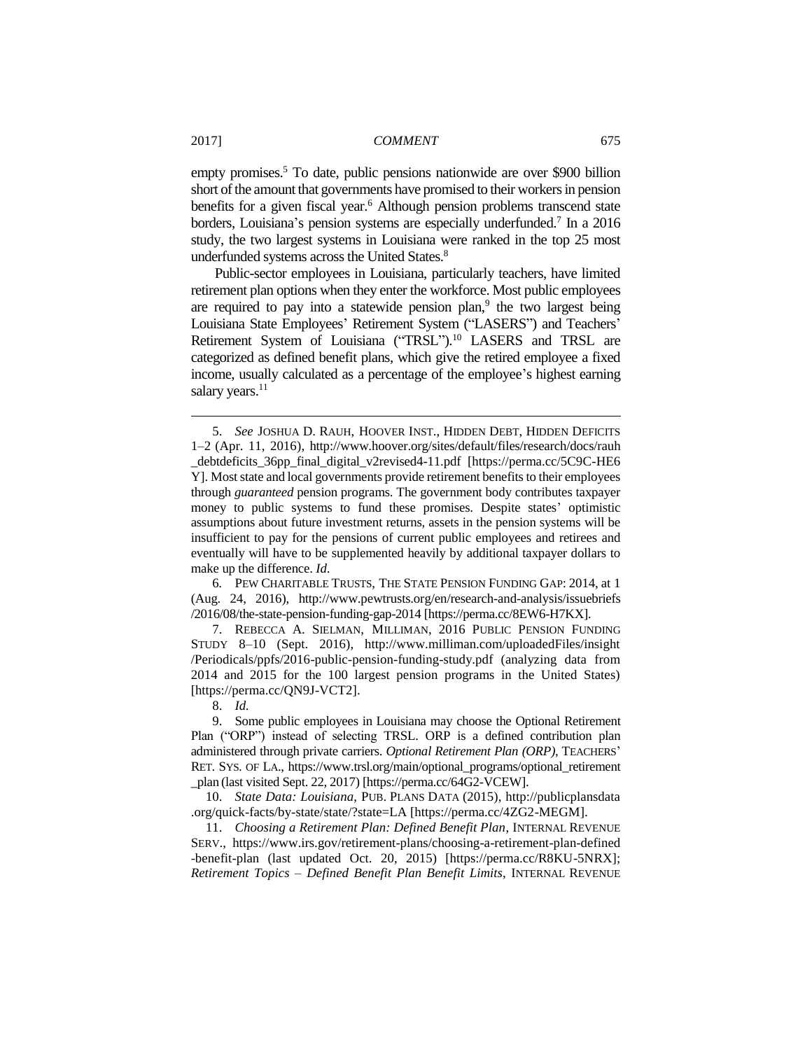empty promises.[5] To date, public pensions nationwide are over $900 billion short of the amount that governments have promised to their workers in pension benefits for a given fiscal year.[6] Although pension problems transcend state borders, Louisiana's pension systems are especially underfunded.[7] In a 2016 study, the two largest systems in Louisiana were ranked in the top 25 most underfunded systems across the United States.[8]

Public-sector employees in Louisiana, particularly teachers, have limited retirement plan options when they enter the workforce. Most public employees are required to pay into a statewide pension plan,[9] the two largest being Louisiana State Employees' Retirement System ("LASERS") and Teachers' Retirement System of Louisiana ("TRSL").[10] LASERS and TRSL are categorized as defined benefit plans, which give the retired employee a fixed income, usually calculated as a percentage of the employee's highest earning salary years.[11]

---

5. *See* JOSHUA D. RAUH, HOOVER INST., HIDDEN DEBT, HIDDEN DEFICITS 1–2 (Apr. 11, 2016), http://www.hoover.org/sites/default/files/research/docs/rauh_debtdeficits_36pp_final_digital_v2revised4-11.pdf [https://perma.cc/5C9C-HE6Y]. Most state and local governments provide retirement benefits to their employees through *guaranteed* pension programs. The government body contributes taxpayer money to public systems to fund these promises. Despite states' optimistic assumptions about future investment returns, assets in the pension systems will be insufficient to pay for the pensions of current public employees and retirees and eventually will have to be supplemented heavily by additional taxpayer dollars to make up the difference. *Id.*

6. PEW CHARITABLE TRUSTS, THE STATE PENSION FUNDING GAP: 2014, at 1 (Aug. 24, 2016), http://www.pewtrusts.org/en/research-and-analysis/issuebriefs/2016/08/the-state-pension-funding-gap-2014 [https://perma.cc/8EW6-H7KX].

7. REBECCA A. SIELMAN, MILLIMAN, 2016 PUBLIC PENSION FUNDING STUDY 8–10 (Sept. 2016), http://www.milliman.com/uploadedFiles/insight/Periodicals/ppfs/2016-public-pension-funding-study.pdf (analyzing data from 2014 and 2015 for the 100 largest pension programs in the United States) [https://perma.cc/QN9J-VCT2].

8. *Id.*

9. Some public employees in Louisiana may choose the Optional Retirement Plan ("ORP") instead of selecting TRSL. ORP is a defined contribution plan administered through private carriers. *Optional Retirement Plan (ORP)*, TEACHERS' RET. SYS. OF LA., https://www.trsl.org/main/optional_programs/optional_retirement_plan (last visited Sept. 22, 2017) [https://perma.cc/64G2-VCEW].

10. *State Data: Louisiana*, PUB. PLANS DATA (2015), http://publicplansdata.org/quick-facts/by-state/state/?state=LA [https://perma.cc/4ZG2-MEGM].

11. *Choosing a Retirement Plan: Defined Benefit Plan*, INTERNAL REVENUE SERV., https://www.irs.gov/retirement-plans/choosing-a-retirement-plan-defined-benefit-plan (last updated Oct. 20, 2015) [https://perma.cc/R8KU-5NRX]; *Retirement Topics – Defined Benefit Plan Benefit Limits*, INTERNAL REVENUE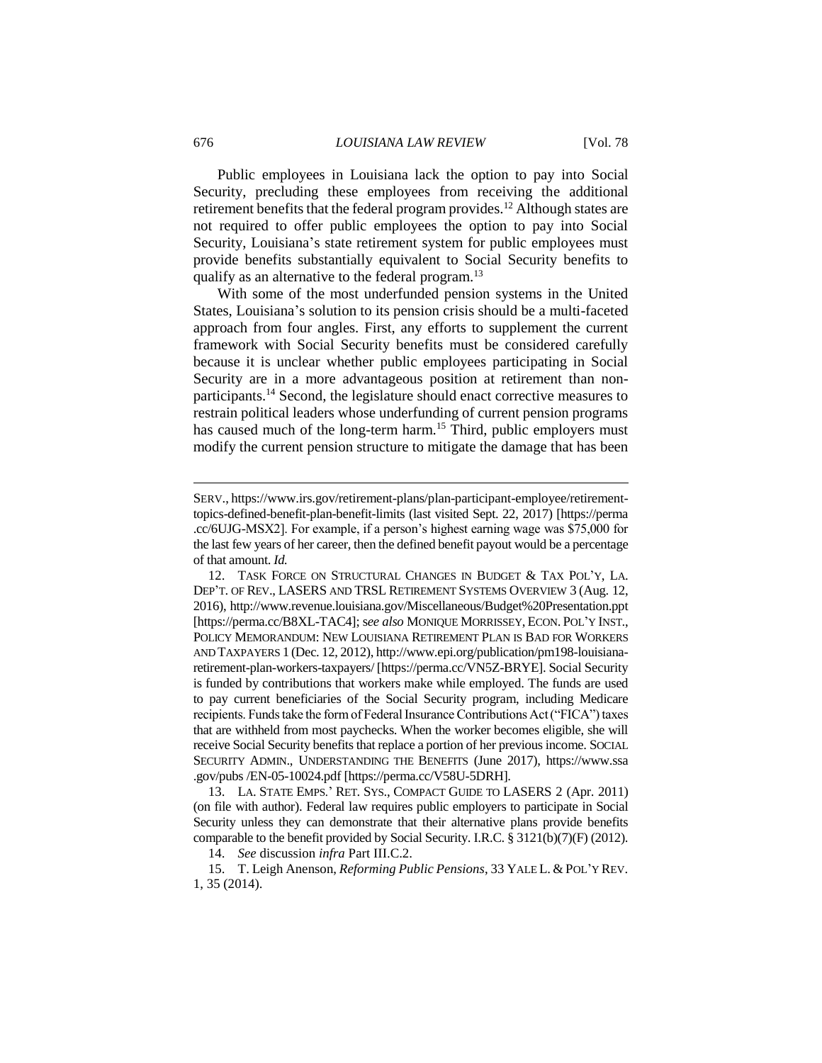Public employees in Louisiana lack the option to pay into Social Security, precluding these employees from receiving the additional retirement benefits that the federal program provides.[12] Although states are not required to offer public employees the option to pay into Social Security, Louisiana's state retirement system for public employees must provide benefits substantially equivalent to Social Security benefits to qualify as an alternative to the federal program.[13]

With some of the most underfunded pension systems in the United States, Louisiana's solution to its pension crisis should be a multi-faceted approach from four angles. First, any efforts to supplement the current framework with Social Security benefits must be considered carefully because it is unclear whether public employees participating in Social Security are in a more advantageous position at retirement than non-participants.[14] Second, the legislature should enact corrective measures to restrain political leaders whose underfunding of current pension programs has caused much of the long-term harm.[15] Third, public employers must modify the current pension structure to mitigate the damage that has been

---

SERV., https://www.irs.gov/retirement-plans/plan-participant-employee/retirement-topics-defined-benefit-plan-benefit-limits (last visited Sept. 22, 2017) [https://perma.cc/6UJG-MSX2]. For example, if a person's highest earning wage was $75,000 for the last few years of her career, then the defined benefit payout would be a percentage of that amount. *Id.*

12. TASK FORCE ON STRUCTURAL CHANGES IN BUDGET & TAX POL'Y, LA. DEP'T. OF REV., LASERS AND TRSL RETIREMENT SYSTEMS OVERVIEW 3 (Aug. 12, 2016), http://www.revenue.louisiana.gov/Miscellaneous/Budget%20Presentation.ppt [https://perma.cc/B8XL-TAC4]; *see also* MONIQUE MORRISSEY, ECON. POL'Y INST., POLICY MEMORANDUM: NEW LOUISIANA RETIREMENT PLAN IS BAD FOR WORKERS AND TAXPAYERS 1 (Dec. 12, 2012), http://www.epi.org/publication/pm198-louisiana-retirement-plan-workers-taxpayers/ [https://perma.cc/VN5Z-BRYE]. Social Security is funded by contributions that workers make while employed. The funds are used to pay current beneficiaries of the Social Security program, including Medicare recipients. Funds take the form of Federal Insurance Contributions Act ("FICA") taxes that are withheld from most paychecks. When the worker becomes eligible, she will receive Social Security benefits that replace a portion of her previous income. SOCIAL SECURITY ADMIN., UNDERSTANDING THE BENEFITS (June 2017), https://www.ssa.gov/pubs /EN-05-10024.pdf [https://perma.cc/V58U-5DRH].

13. LA. STATE EMPS.' RET. SYS., COMPACT GUIDE TO LASERS 2 (Apr. 2011) (on file with author). Federal law requires public employers to participate in Social Security unless they can demonstrate that their alternative plans provide benefits comparable to the benefit provided by Social Security. I.R.C. § 3121(b)(7)(F) (2012).

14. *See* discussion *infra* Part III.C.2.

15. T. Leigh Anenson, *Reforming Public Pensions*, 33 YALE L. & POL'Y REV. 1, 35 (2014).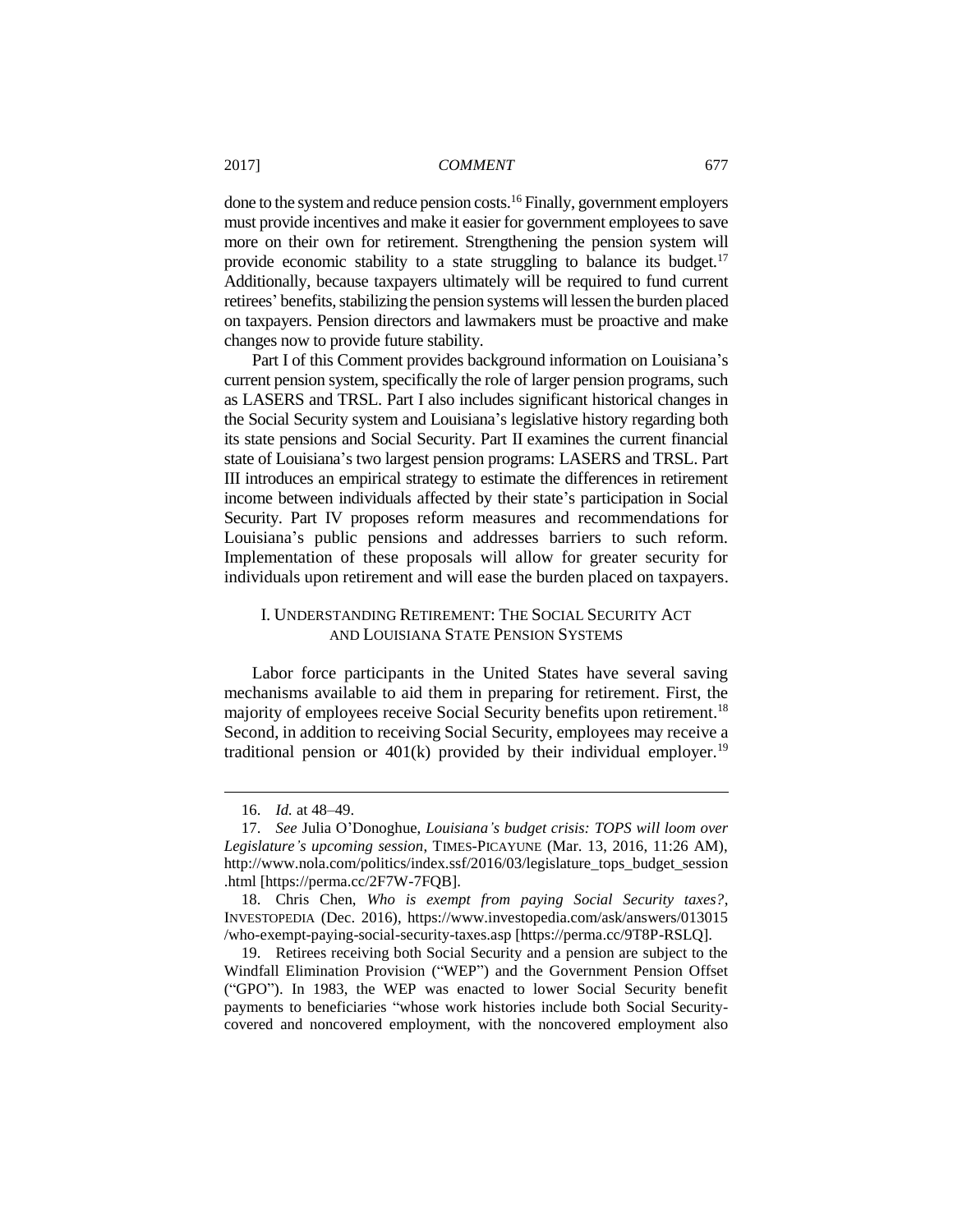done to the system and reduce pension costs.[16] Finally, government employers must provide incentives and make it easier for government employees to save more on their own for retirement. Strengthening the pension system will provide economic stability to a state struggling to balance its budget.[17] Additionally, because taxpayers ultimately will be required to fund current retirees' benefits, stabilizing the pension systems will lessen the burden placed on taxpayers. Pension directors and lawmakers must be proactive and make changes now to provide future stability.

Part I of this Comment provides background information on Louisiana's current pension system, specifically the role of larger pension programs, such as LASERS and TRSL. Part I also includes significant historical changes in the Social Security system and Louisiana's legislative history regarding both its state pensions and Social Security. Part II examines the current financial state of Louisiana's two largest pension programs: LASERS and TRSL. Part III introduces an empirical strategy to estimate the differences in retirement income between individuals affected by their state's participation in Social Security. Part IV proposes reform measures and recommendations for Louisiana's public pensions and addresses barriers to such reform. Implementation of these proposals will allow for greater security for individuals upon retirement and will ease the burden placed on taxpayers.

## I. UNDERSTANDING RETIREMENT: THE SOCIAL SECURITY ACT AND LOUISIANA STATE PENSION SYSTEMS

Labor force participants in the United States have several saving mechanisms available to aid them in preparing for retirement. First, the majority of employees receive Social Security benefits upon retirement.[18] Second, in addition to receiving Social Security, employees may receive a traditional pension or 401(k) provided by their individual employer.[19]

---

16. *Id.* at 48–49.

17. *See* Julia O'Donoghue, *Louisiana's budget crisis: TOPS will loom over Legislature's upcoming session*, TIMES-PICAYUNE (Mar. 13, 2016, 11:26 AM), http://www.nola.com/politics/index.ssf/2016/03/legislature_tops_budget_session.html [https://perma.cc/2F7W-7FQB].

18. Chris Chen, *Who is exempt from paying Social Security taxes?*, INVESTOPEDIA (Dec. 2016), https://www.investopedia.com/ask/answers/013015/who-exempt-paying-social-security-taxes.asp [https://perma.cc/9T8P-RSLQ].

19. Retirees receiving both Social Security and a pension are subject to the Windfall Elimination Provision ("WEP") and the Government Pension Offset ("GPO"). In 1983, the WEP was enacted to lower Social Security benefit payments to beneficiaries "whose work histories include both Social Security-covered and noncovered employment, with the noncovered employment also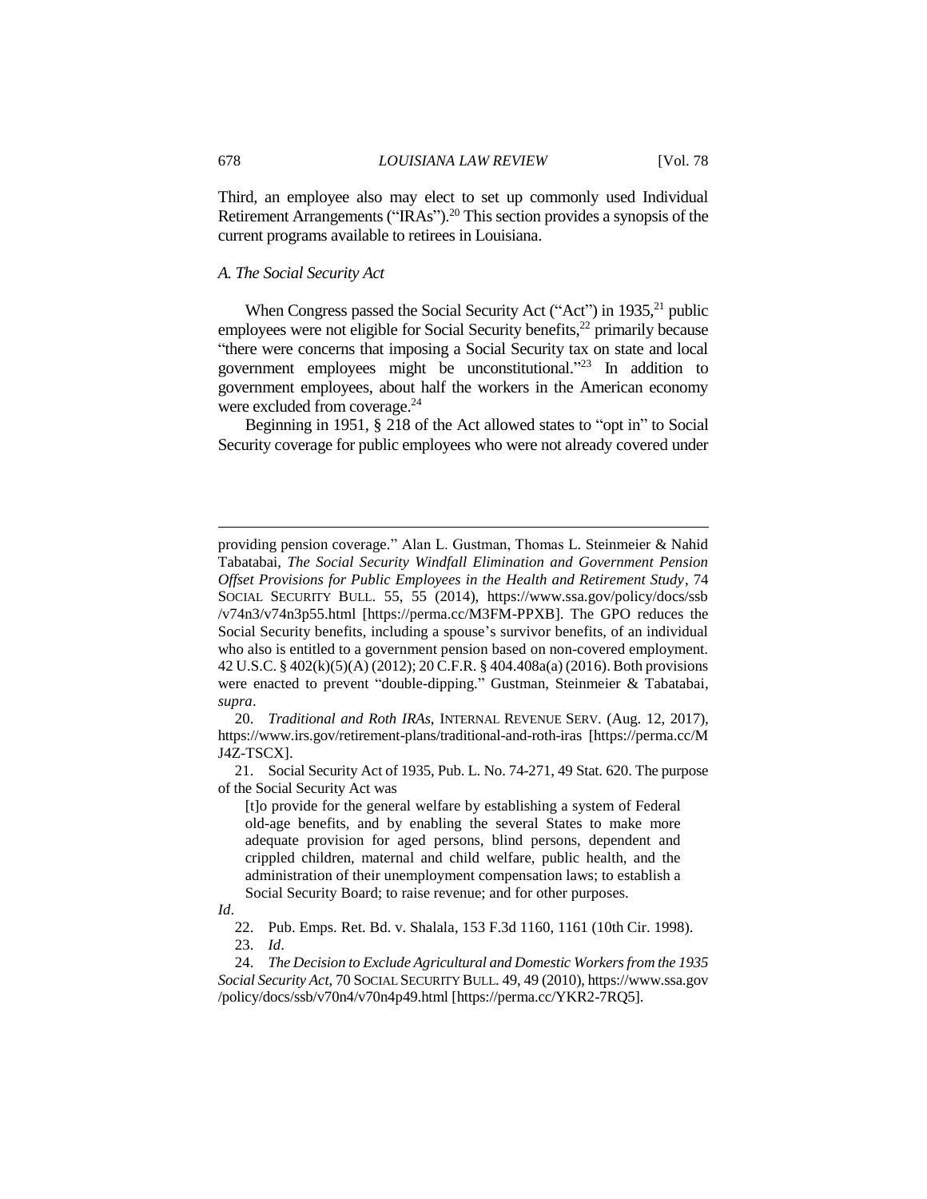Third, an employee also may elect to set up commonly used Individual Retirement Arrangements ("IRAs").[20] This section provides a synopsis of the current programs available to retirees in Louisiana.

### *A. The Social Security Act*

When Congress passed the Social Security Act ("Act") in 1935,[21] public employees were not eligible for Social Security benefits,[22] primarily because "there were concerns that imposing a Social Security tax on state and local government employees might be unconstitutional."[23] In addition to government employees, about half the workers in the American economy were excluded from coverage.[24]

Beginning in 1951, § 218 of the Act allowed states to "opt in" to Social Security coverage for public employees who were not already covered under

---

providing pension coverage." Alan L. Gustman, Thomas L. Steinmeier & Nahid Tabatabai, *The Social Security Windfall Elimination and Government Pension Offset Provisions for Public Employees in the Health and Retirement Study*, 74 SOCIAL SECURITY BULL. 55, 55 (2014), https://www.ssa.gov/policy/docs/ssb/v74n3/v74n3p55.html [https://perma.cc/M3FM-PPXB]. The GPO reduces the Social Security benefits, including a spouse's survivor benefits, of an individual who also is entitled to a government pension based on non-covered employment. 42 U.S.C. § 402(k)(5)(A) (2012); 20 C.F.R. § 404.408a(a) (2016). Both provisions were enacted to prevent "double-dipping." Gustman, Steinmeier & Tabatabai, *supra*.

20. *Traditional and Roth IRAs*, INTERNAL REVENUE SERV. (Aug. 12, 2017), https://www.irs.gov/retirement-plans/traditional-and-roth-iras [https://perma.cc/MJ4Z-TSCX].

21. Social Security Act of 1935, Pub. L. No. 74-271, 49 Stat. 620. The purpose of the Social Security Act was

> [t]o provide for the general welfare by establishing a system of Federal old-age benefits, and by enabling the several States to make more adequate provision for aged persons, blind persons, dependent and crippled children, maternal and child welfare, public health, and the administration of their unemployment compensation laws; to establish a Social Security Board; to raise revenue; and for other purposes.

*Id*.

22. Pub. Emps. Ret. Bd. v. Shalala, 153 F.3d 1160, 1161 (10th Cir. 1998).

23. *Id*.

24. *The Decision to Exclude Agricultural and Domestic Workers from the 1935 Social Security Act*, 70 SOCIAL SECURITY BULL. 49, 49 (2010), https://www.ssa.gov/policy/docs/ssb/v70n4/v70n4p49.html [https://perma.cc/YKR2-7RQ5].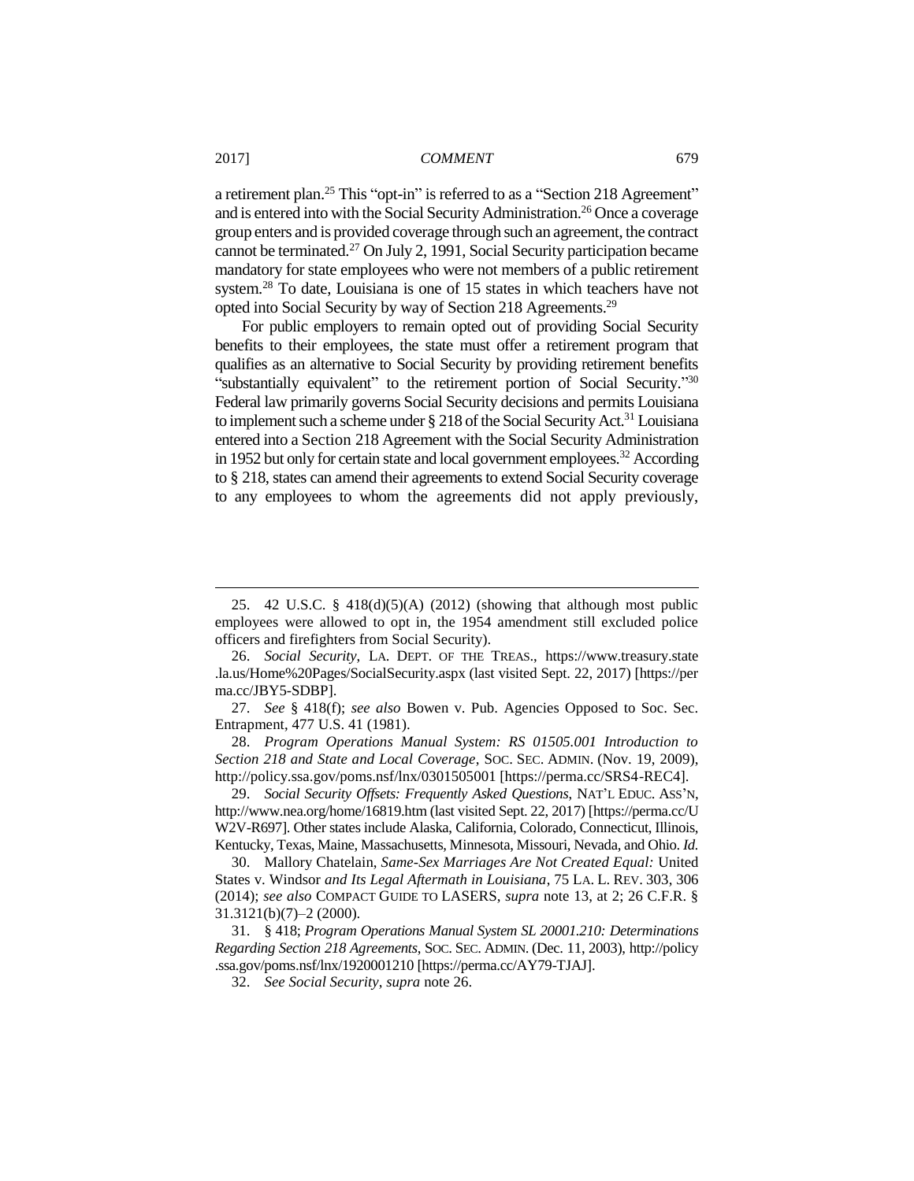a retirement plan.[25] This "opt-in" is referred to as a "Section 218 Agreement" and is entered into with the Social Security Administration.[26] Once a coverage group enters and is provided coverage through such an agreement, the contract cannot be terminated.[27] On July 2, 1991, Social Security participation became mandatory for state employees who were not members of a public retirement system.[28] To date, Louisiana is one of 15 states in which teachers have not opted into Social Security by way of Section 218 Agreements.[29]

For public employers to remain opted out of providing Social Security benefits to their employees, the state must offer a retirement program that qualifies as an alternative to Social Security by providing retirement benefits "substantially equivalent" to the retirement portion of Social Security."[30] Federal law primarily governs Social Security decisions and permits Louisiana to implement such a scheme under § 218 of the Social Security Act.[31] Louisiana entered into a Section 218 Agreement with the Social Security Administration in 1952 but only for certain state and local government employees.[32] According to § 218, states can amend their agreements to extend Social Security coverage to any employees to whom the agreements did not apply previously,

---

25. 42 U.S.C. § 418(d)(5)(A) (2012) (showing that although most public employees were allowed to opt in, the 1954 amendment still excluded police officers and firefighters from Social Security).

26. *Social Security*, LA. DEPT. OF THE TREAS., https://www.treasury.state.la.us/Home%20Pages/SocialSecurity.aspx (last visited Sept. 22, 2017) [https://perma.cc/JBY5-SDBP].

27. *See* § 418(f); *see also* Bowen v. Pub. Agencies Opposed to Soc. Sec. Entrapment, 477 U.S. 41 (1981).

28. *Program Operations Manual System: RS 01505.001 Introduction to Section 218 and State and Local Coverage*, SOC. SEC. ADMIN. (Nov. 19, 2009), http://policy.ssa.gov/poms.nsf/lnx/0301505001 [https://perma.cc/SRS4-REC4].

29. *Social Security Offsets: Frequently Asked Questions*, NAT'L EDUC. ASS'N, http://www.nea.org/home/16819.htm (last visited Sept. 22, 2017) [https://perma.cc/UW2V-R697]. Other states include Alaska, California, Colorado, Connecticut, Illinois, Kentucky, Texas, Maine, Massachusetts, Minnesota, Missouri, Nevada, and Ohio. *Id.*

30. Mallory Chatelain, *Same-Sex Marriages Are Not Created Equal:* United States v. Windsor *and Its Legal Aftermath in Louisiana*, 75 LA. L. REV. 303, 306 (2014); *see also* COMPACT GUIDE TO LASERS, *supra* note 13, at 2; 26 C.F.R. § 31.3121(b)(7)–2 (2000).

31. § 418; *Program Operations Manual System SL 20001.210: Determinations Regarding Section 218 Agreements*, SOC. SEC. ADMIN. (Dec. 11, 2003), http://policy.ssa.gov/poms.nsf/lnx/1920001210 [https://perma.cc/AY79-TJAJ].

32. *See Social Security*, *supra* note 26.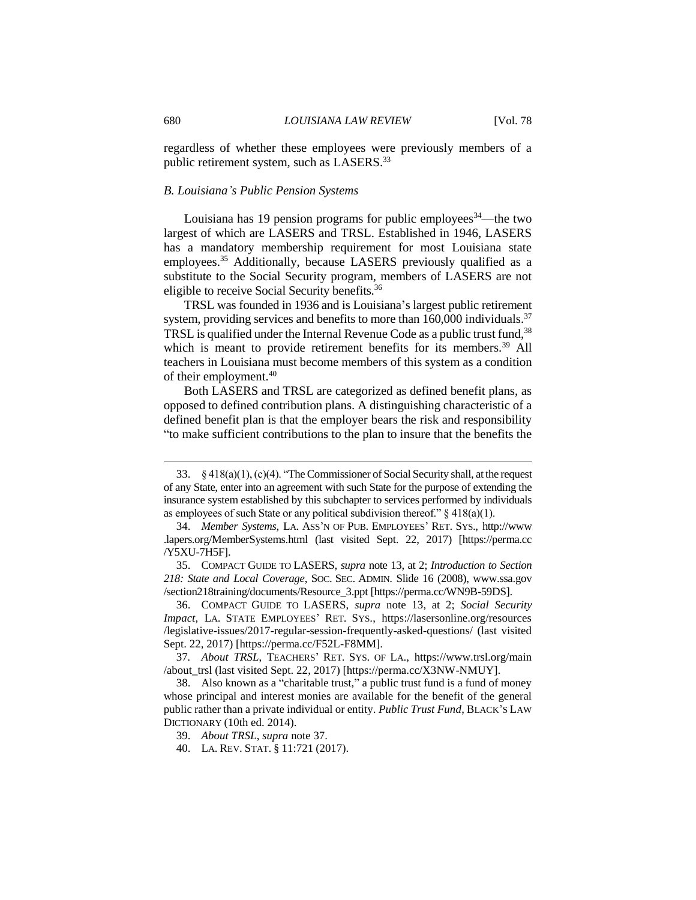regardless of whether these employees were previously members of a public retirement system, such as LASERS.[33]

### *B. Louisiana's Public Pension Systems*

Louisiana has 19 pension programs for public employees[34]—the two largest of which are LASERS and TRSL. Established in 1946, LASERS has a mandatory membership requirement for most Louisiana state employees.[35] Additionally, because LASERS previously qualified as a substitute to the Social Security program, members of LASERS are not eligible to receive Social Security benefits.[36]

TRSL was founded in 1936 and is Louisiana's largest public retirement system, providing services and benefits to more than 160,000 individuals.[37] TRSL is qualified under the Internal Revenue Code as a public trust fund,[38] which is meant to provide retirement benefits for its members.[39] All teachers in Louisiana must become members of this system as a condition of their employment.[40]

Both LASERS and TRSL are categorized as defined benefit plans, as opposed to defined contribution plans. A distinguishing characteristic of a defined benefit plan is that the employer bears the risk and responsibility "to make sufficient contributions to the plan to insure that the benefits the

---

33. § 418(a)(1), (c)(4). "The Commissioner of Social Security shall, at the request of any State, enter into an agreement with such State for the purpose of extending the insurance system established by this subchapter to services performed by individuals as employees of such State or any political subdivision thereof." § 418(a)(1).

34. *Member Systems*, LA. ASS'N OF PUB. EMPLOYEES' RET. SYS., http://www.lapers.org/MemberSystems.html (last visited Sept. 22, 2017) [https://perma.cc/Y5XU-7H5F].

35. COMPACT GUIDE TO LASERS, *supra* note 13, at 2; *Introduction to Section 218: State and Local Coverage*, SOC. SEC. ADMIN. Slide 16 (2008), www.ssa.gov/section218training/documents/Resource_3.ppt [https://perma.cc/WN9B-59DS].

36. COMPACT GUIDE TO LASERS, *supra* note 13, at 2; *Social Security Impact*, LA. STATE EMPLOYEES' RET. SYS., https://lasersonline.org/resources/legislative-issues/2017-regular-session-frequently-asked-questions/ (last visited Sept. 22, 2017) [https://perma.cc/F52L-F8MM].

37. *About TRSL*, TEACHERS' RET. SYS. OF LA., https://www.trsl.org/main/about_trsl (last visited Sept. 22, 2017) [https://perma.cc/X3NW-NMUY].

38. Also known as a "charitable trust," a public trust fund is a fund of money whose principal and interest monies are available for the benefit of the general public rather than a private individual or entity. *Public Trust Fund*, BLACK'S LAW DICTIONARY (10th ed. 2014).

39. *About TRSL*, *supra* note 37.

40. LA. REV. STAT. § 11:721 (2017).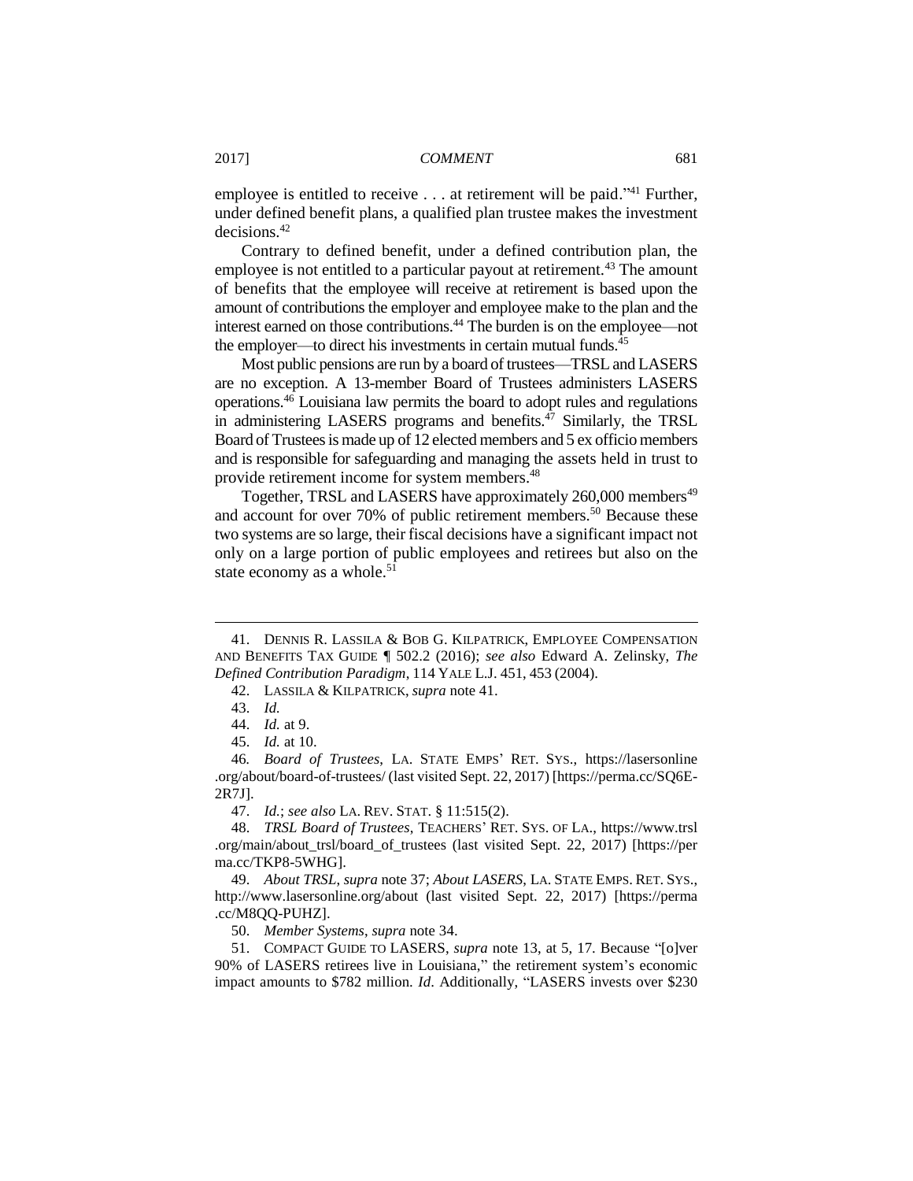employee is entitled to receive . . . at retirement will be paid."[41] Further, under defined benefit plans, a qualified plan trustee makes the investment decisions.[42]

Contrary to defined benefit, under a defined contribution plan, the employee is not entitled to a particular payout at retirement.[43] The amount of benefits that the employee will receive at retirement is based upon the amount of contributions the employer and employee make to the plan and the interest earned on those contributions.[44] The burden is on the employee—not the employer—to direct his investments in certain mutual funds.[45]

Most public pensions are run by a board of trustees—TRSL and LASERS are no exception. A 13-member Board of Trustees administers LASERS operations.[46] Louisiana law permits the board to adopt rules and regulations in administering LASERS programs and benefits.[47] Similarly, the TRSL Board of Trustees is made up of 12 elected members and 5 ex officio members and is responsible for safeguarding and managing the assets held in trust to provide retirement income for system members.[48]

Together, TRSL and LASERS have approximately 260,000 members[49] and account for over 70% of public retirement members.[50] Because these two systems are so large, their fiscal decisions have a significant impact not only on a large portion of public employees and retirees but also on the state economy as a whole.[51]

---

41. DENNIS R. LASSILA & BOB G. KILPATRICK, EMPLOYEE COMPENSATION AND BENEFITS TAX GUIDE ¶ 502.2 (2016); *see also* Edward A. Zelinsky, *The Defined Contribution Paradigm*, 114 YALE L.J. 451, 453 (2004).

42. LASSILA & KILPATRICK, *supra* note 41.

43. *Id.*

44. *Id.* at 9.

45. *Id.* at 10.

46. *Board of Trustees*, LA. STATE EMPS' RET. SYS., https://lasersonline.org/about/board-of-trustees/ (last visited Sept. 22, 2017) [https://perma.cc/SQ6E-2R7J].

47. *Id.*; *see also* LA. REV. STAT. § 11:515(2).

48. *TRSL Board of Trustees*, TEACHERS' RET. SYS. OF LA., https://www.trsl.org/main/about_trsl/board_of_trustees (last visited Sept. 22, 2017) [https://perma.cc/TKP8-5WHG].

49. *About TRSL*, *supra* note 37; *About LASERS*, LA. STATE EMPS. RET. SYS., http://www.lasersonline.org/about (last visited Sept. 22, 2017) [https://perma.cc/M8QQ-PUHZ].

50. *Member Systems*, *supra* note 34.

51. COMPACT GUIDE TO LASERS, *supra* note 13, at 5, 17. Because "[o]ver 90% of LASERS retirees live in Louisiana," the retirement system's economic impact amounts to $782 million. *Id*. Additionally, "LASERS invests over $230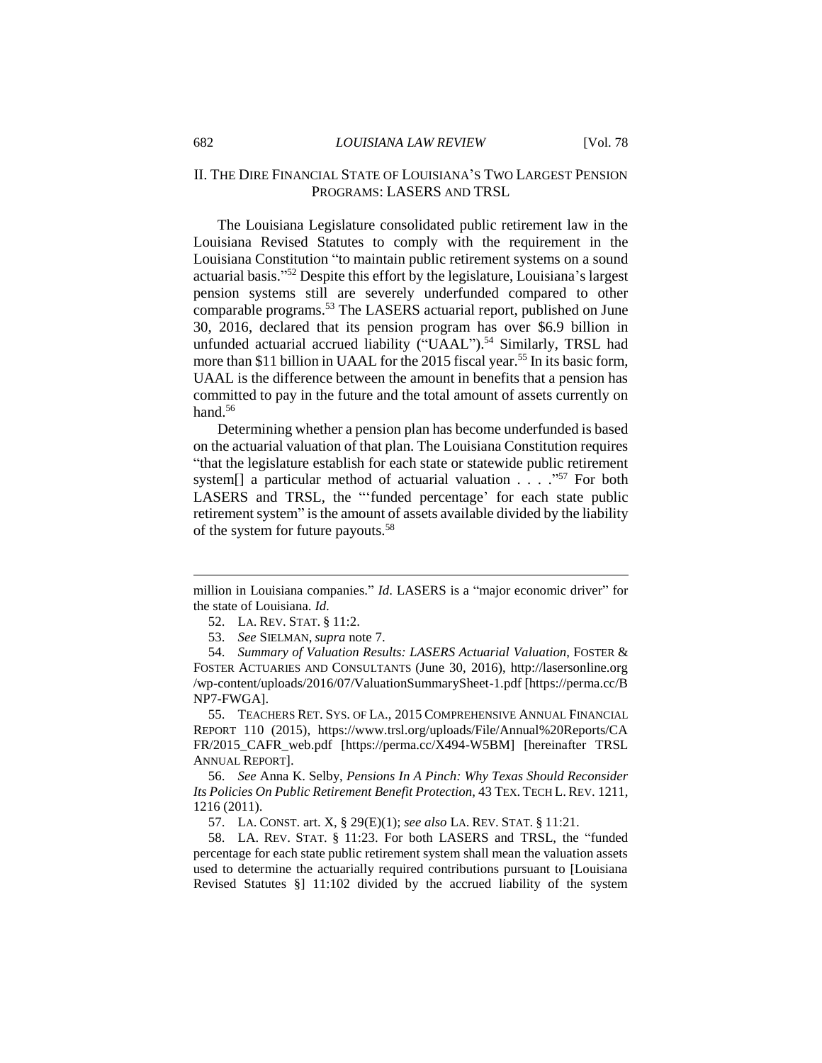## II. THE DIRE FINANCIAL STATE OF LOUISIANA'S TWO LARGEST PENSION PROGRAMS: LASERS AND TRSL

The Louisiana Legislature consolidated public retirement law in the Louisiana Revised Statutes to comply with the requirement in the Louisiana Constitution "to maintain public retirement systems on a sound actuarial basis."[52] Despite this effort by the legislature, Louisiana's largest pension systems still are severely underfunded compared to other comparable programs.[53] The LASERS actuarial report, published on June 30, 2016, declared that its pension program has over $6.9 billion in unfunded actuarial accrued liability ("UAAL").[54] Similarly, TRSL had more than $11 billion in UAAL for the 2015 fiscal year.[55] In its basic form, UAAL is the difference between the amount in benefits that a pension has committed to pay in the future and the total amount of assets currently on hand.[56]

Determining whether a pension plan has become underfunded is based on the actuarial valuation of that plan. The Louisiana Constitution requires "that the legislature establish for each state or statewide public retirement system[] a particular method of actuarial valuation . . . ."[57] For both LASERS and TRSL, the "'funded percentage' for each state public retirement system" is the amount of assets available divided by the liability of the system for future payouts.[58]

---

million in Louisiana companies." *Id.* LASERS is a "major economic driver" for the state of Louisiana. *Id.*

52. LA. REV. STAT. § 11:2.

53. *See* SIELMAN, *supra* note 7.

54. *Summary of Valuation Results: LASERS Actuarial Valuation*, FOSTER & FOSTER ACTUARIES AND CONSULTANTS (June 30, 2016), http://lasersonline.org/wp-content/uploads/2016/07/ValuationSummarySheet-1.pdf [https://perma.cc/BNP7-FWGA].

55. TEACHERS RET. SYS. OF LA., 2015 COMPREHENSIVE ANNUAL FINANCIAL REPORT 110 (2015), https://www.trsl.org/uploads/File/Annual%20Reports/CAFR/2015_CAFR_web.pdf [https://perma.cc/X494-W5BM] [hereinafter TRSL ANNUAL REPORT].

56. *See* Anna K. Selby, *Pensions In A Pinch: Why Texas Should Reconsider Its Policies On Public Retirement Benefit Protection*, 43 TEX. TECH L. REV. 1211, 1216 (2011).

57. LA. CONST. art. X, § 29(E)(1); *see also* LA. REV. STAT. § 11:21.

58. LA. REV. STAT. § 11:23. For both LASERS and TRSL, the "funded percentage for each state public retirement system shall mean the valuation assets used to determine the actuarially required contributions pursuant to [Louisiana Revised Statutes §] 11:102 divided by the accrued liability of the system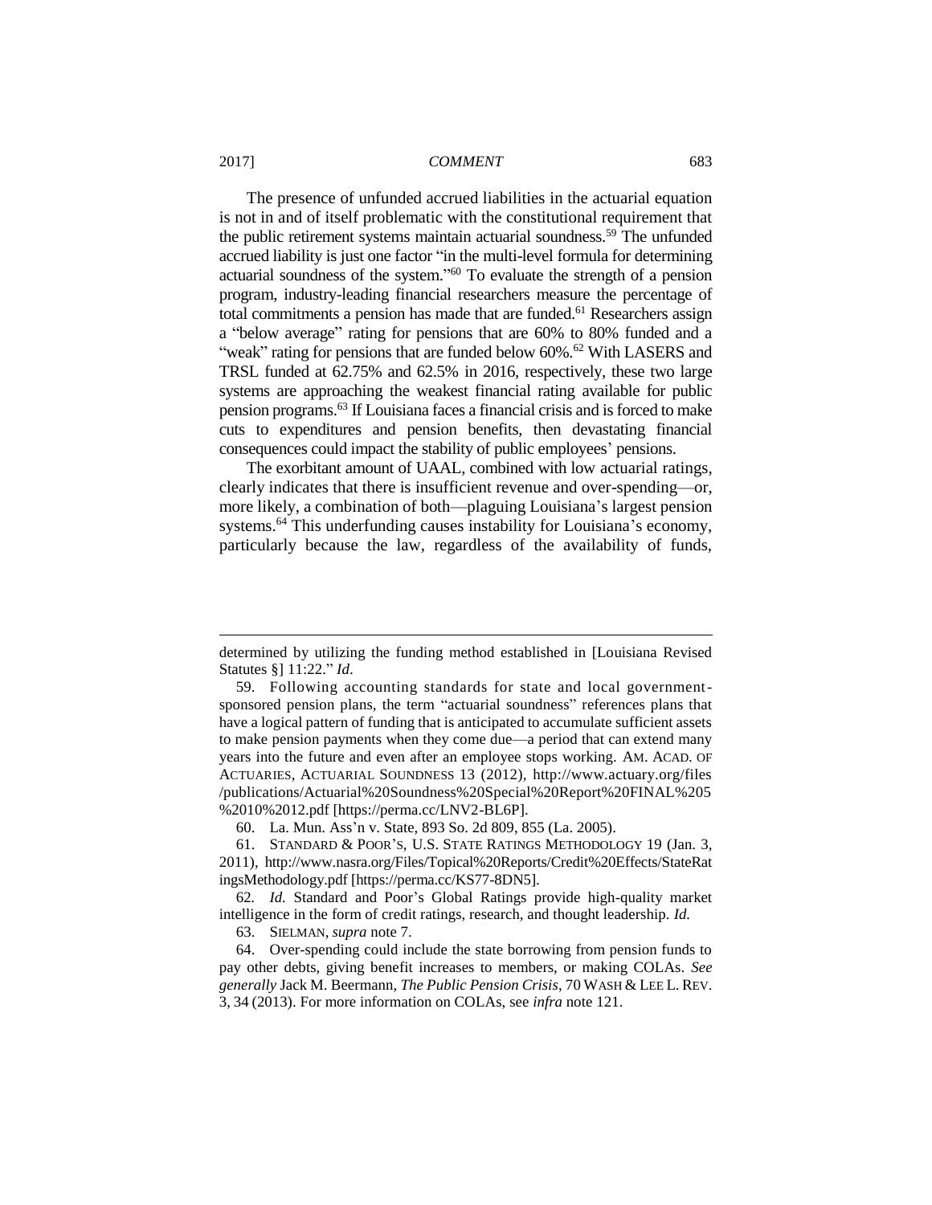The presence of unfunded accrued liabilities in the actuarial equation is not in and of itself problematic with the constitutional requirement that the public retirement systems maintain actuarial soundness.[59] The unfunded accrued liability is just one factor "in the multi-level formula for determining actuarial soundness of the system."[60] To evaluate the strength of a pension program, industry-leading financial researchers measure the percentage of total commitments a pension has made that are funded.[61] Researchers assign a "below average" rating for pensions that are 60% to 80% funded and a "weak" rating for pensions that are funded below 60%.[62] With LASERS and TRSL funded at 62.75% and 62.5% in 2016, respectively, these two large systems are approaching the weakest financial rating available for public pension programs.[63] If Louisiana faces a financial crisis and is forced to make cuts to expenditures and pension benefits, then devastating financial consequences could impact the stability of public employees' pensions.

The exorbitant amount of UAAL, combined with low actuarial ratings, clearly indicates that there is insufficient revenue and over-spending—or, more likely, a combination of both—plaguing Louisiana's largest pension systems.[64] This underfunding causes instability for Louisiana's economy, particularly because the law, regardless of the availability of funds,

---

determined by utilizing the funding method established in [Louisiana Revised Statutes §] 11:22." *Id.*

59. Following accounting standards for state and local government-sponsored pension plans, the term "actuarial soundness" references plans that have a logical pattern of funding that is anticipated to accumulate sufficient assets to make pension payments when they come due—a period that can extend many years into the future and even after an employee stops working. AM. ACAD. OF ACTUARIES, ACTUARIAL SOUNDNESS 13 (2012), http://www.actuary.org/files/publications/Actuarial%20Soundness%20Special%20Report%20FINAL%205%2010%2012.pdf [https://perma.cc/LNV2-BL6P].

60. La. Mun. Ass'n v. State, 893 So. 2d 809, 855 (La. 2005).

61. STANDARD & POOR'S, U.S. STATE RATINGS METHODOLOGY 19 (Jan. 3, 2011), http://www.nasra.org/Files/Topical%20Reports/Credit%20Effects/StateRatingsMethodology.pdf [https://perma.cc/KS77-8DN5].

62. *Id.* Standard and Poor's Global Ratings provide high-quality market intelligence in the form of credit ratings, research, and thought leadership. *Id.*

63. SIELMAN, *supra* note 7.

64. Over-spending could include the state borrowing from pension funds to pay other debts, giving benefit increases to members, or making COLAs. *See generally* Jack M. Beermann, *The Public Pension Crisis*, 70 WASH & LEE L. REV. 3, 34 (2013). For more information on COLAs, see *infra* note 121.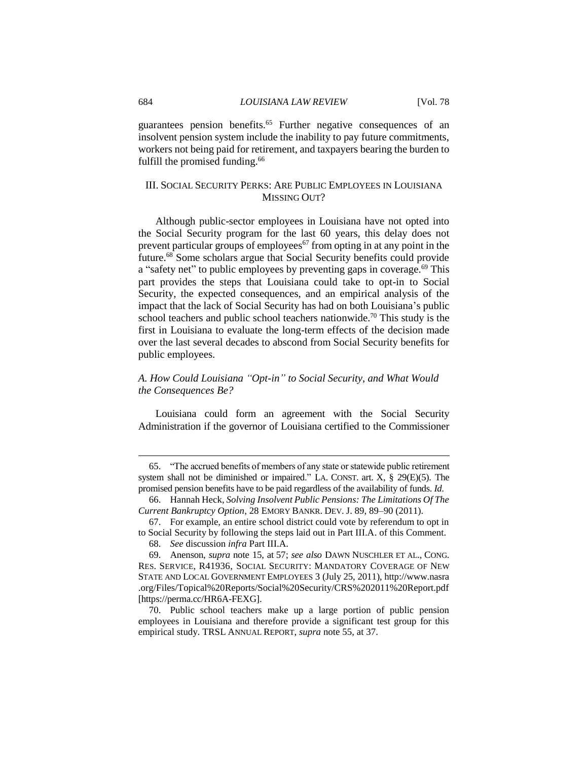guarantees pension benefits.[65] Further negative consequences of an insolvent pension system include the inability to pay future commitments, workers not being paid for retirement, and taxpayers bearing the burden to fulfill the promised funding.[66]

## III. SOCIAL SECURITY PERKS: ARE PUBLIC EMPLOYEES IN LOUISIANA MISSING OUT?

Although public-sector employees in Louisiana have not opted into the Social Security program for the last 60 years, this delay does not prevent particular groups of employees[67] from opting in at any point in the future.[68] Some scholars argue that Social Security benefits could provide a "safety net" to public employees by preventing gaps in coverage.[69] This part provides the steps that Louisiana could take to opt-in to Social Security, the expected consequences, and an empirical analysis of the impact that the lack of Social Security has had on both Louisiana's public school teachers and public school teachers nationwide.[70] This study is the first in Louisiana to evaluate the long-term effects of the decision made over the last several decades to abscond from Social Security benefits for public employees.

### *A. How Could Louisiana "Opt-in" to Social Security, and What Would the Consequences Be?*

Louisiana could form an agreement with the Social Security Administration if the governor of Louisiana certified to the Commissioner

---

65. "The accrued benefits of members of any state or statewide public retirement system shall not be diminished or impaired." LA. CONST. art. X, § 29(E)(5). The promised pension benefits have to be paid regardless of the availability of funds. *Id.*

66. Hannah Heck, *Solving Insolvent Public Pensions: The Limitations Of The Current Bankruptcy Option*, 28 EMORY BANKR. DEV. J. 89, 89–90 (2011).

67. For example, an entire school district could vote by referendum to opt in to Social Security by following the steps laid out in Part III.A. of this Comment.

68. *See* discussion *infra* Part III.A.

69. Anenson, *supra* note 15, at 57; *see also* DAWN NUSCHLER ET AL., CONG. RES. SERVICE, R41936, SOCIAL SECURITY: MANDATORY COVERAGE OF NEW STATE AND LOCAL GOVERNMENT EMPLOYEES 3 (July 25, 2011), http://www.nasra.org/Files/Topical%20Reports/Social%20Security/CRS%202011%20Report.pdf [https://perma.cc/HR6A-FEXG].

70. Public school teachers make up a large portion of public pension employees in Louisiana and therefore provide a significant test group for this empirical study. TRSL ANNUAL REPORT, *supra* note 55, at 37.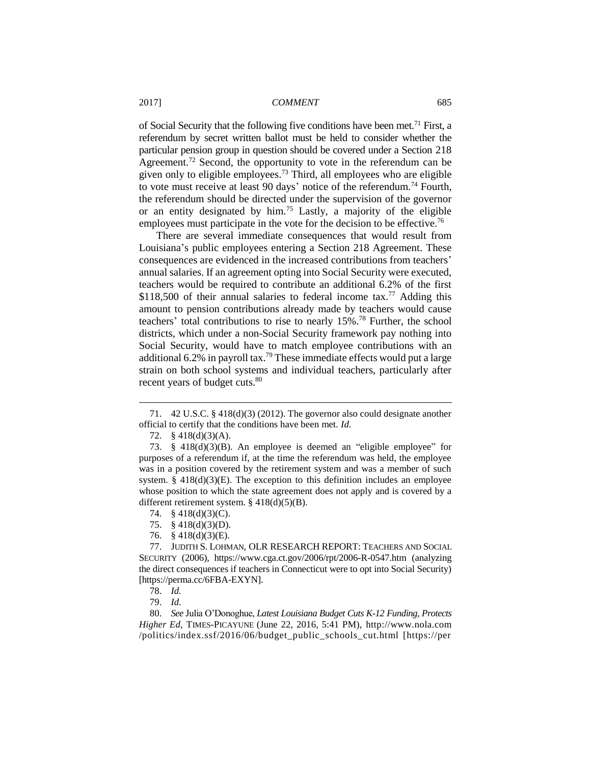of Social Security that the following five conditions have been met.[71] First, a referendum by secret written ballot must be held to consider whether the particular pension group in question should be covered under a Section 218 Agreement.[72] Second, the opportunity to vote in the referendum can be given only to eligible employees.[73] Third, all employees who are eligible to vote must receive at least 90 days' notice of the referendum.[74] Fourth, the referendum should be directed under the supervision of the governor or an entity designated by him.[75] Lastly, a majority of the eligible employees must participate in the vote for the decision to be effective.[76]

There are several immediate consequences that would result from Louisiana's public employees entering a Section 218 Agreement. These consequences are evidenced in the increased contributions from teachers' annual salaries. If an agreement opting into Social Security were executed, teachers would be required to contribute an additional 6.2% of the first $118,500 of their annual salaries to federal income tax.[77] Adding this amount to pension contributions already made by teachers would cause teachers' total contributions to rise to nearly 15%.[78] Further, the school districts, which under a non-Social Security framework pay nothing into Social Security, would have to match employee contributions with an additional 6.2% in payroll tax.[79] These immediate effects would put a large strain on both school systems and individual teachers, particularly after recent years of budget cuts.[80]

---

71. 42 U.S.C. § 418(d)(3) (2012). The governor also could designate another official to certify that the conditions have been met. *Id.*

72. § 418(d)(3)(A).

73. § 418(d)(3)(B). An employee is deemed an "eligible employee" for purposes of a referendum if, at the time the referendum was held, the employee was in a position covered by the retirement system and was a member of such system. § 418(d)(3)(E). The exception to this definition includes an employee whose position to which the state agreement does not apply and is covered by a different retirement system. § 418(d)(5)(B).

74. § 418(d)(3)(C).

75. § 418(d)(3)(D).

76. § 418(d)(3)(E).

77. JUDITH S. LOHMAN, OLR RESEARCH REPORT: TEACHERS AND SOCIAL SECURITY (2006), https://www.cga.ct.gov/2006/rpt/2006-R-0547.htm (analyzing the direct consequences if teachers in Connecticut were to opt into Social Security) [https://perma.cc/6FBA-EXYN].

78. *Id.*

79. *Id.*

80. *See* Julia O'Donoghue, *Latest Louisiana Budget Cuts K-12 Funding, Protects Higher Ed*, TIMES-PICAYUNE (June 22, 2016, 5:41 PM), http://www.nola.com/politics/index.ssf/2016/06/budget_public_schools_cut.html [https://per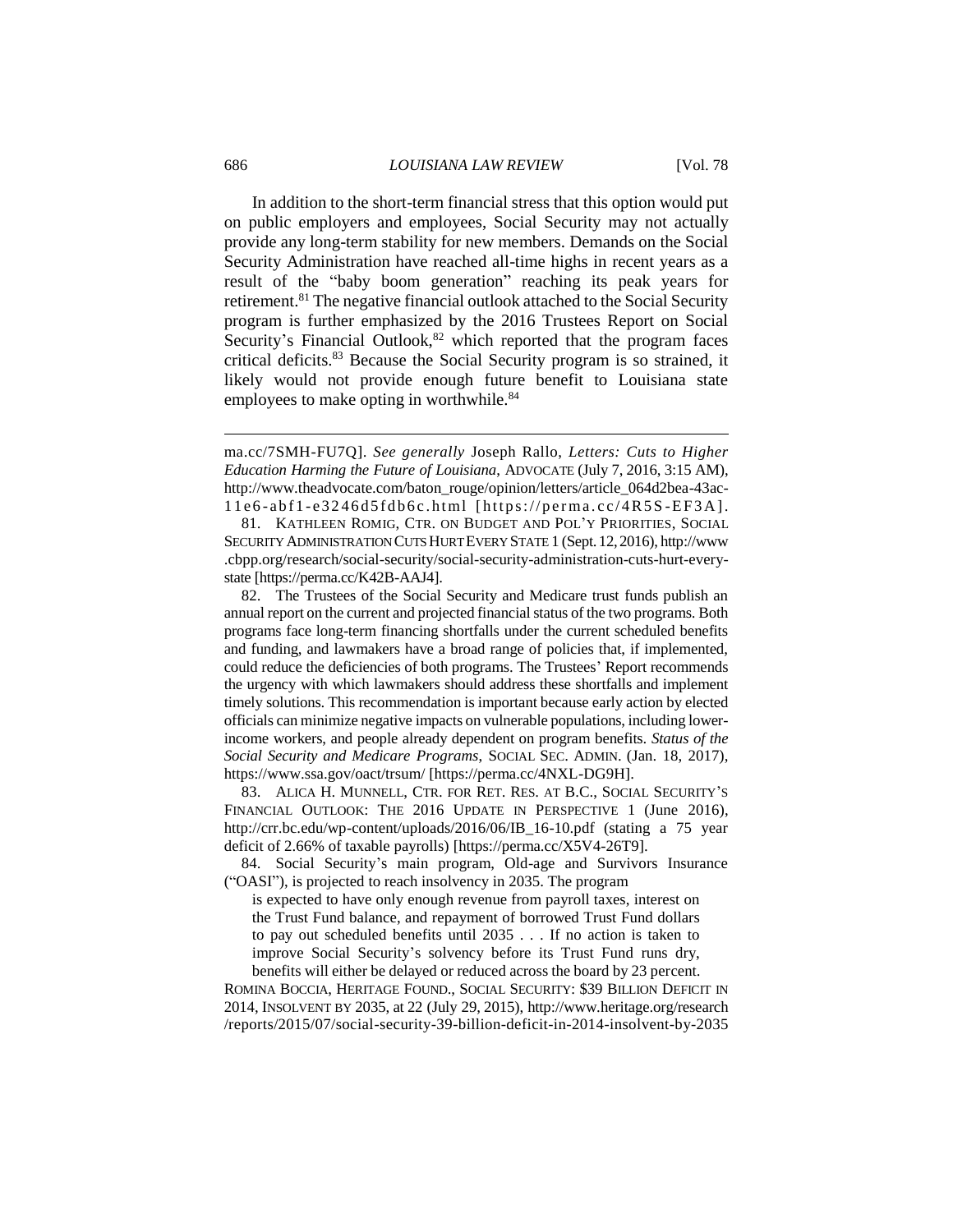In addition to the short-term financial stress that this option would put on public employers and employees, Social Security may not actually provide any long-term stability for new members. Demands on the Social Security Administration have reached all-time highs in recent years as a result of the "baby boom generation" reaching its peak years for retirement.[81] The negative financial outlook attached to the Social Security program is further emphasized by the 2016 Trustees Report on Social Security's Financial Outlook,[82] which reported that the program faces critical deficits.[83] Because the Social Security program is so strained, it likely would not provide enough future benefit to Louisiana state employees to make opting in worthwhile.[84]

---

ma.cc/7SMH-FU7Q]. *See generally* Joseph Rallo, *Letters: Cuts to Higher Education Harming the Future of Louisiana*, ADVOCATE (July 7, 2016, 3:15 AM), http://www.theadvocate.com/baton_rouge/opinion/letters/article_064d2bea-43ac-11e6-abf1-e3246d5fdb6c.html [https://perma.cc/4R5S-EF3A].

81. KATHLEEN ROMIG, CTR. ON BUDGET AND POL'Y PRIORITIES, SOCIAL SECURITY ADMINISTRATION CUTS HURT EVERY STATE 1 (Sept. 12, 2016), http://www.cbpp.org/research/social-security/social-security-administration-cuts-hurt-every-state [https://perma.cc/K42B-AAJ4].

82. The Trustees of the Social Security and Medicare trust funds publish an annual report on the current and projected financial status of the two programs. Both programs face long-term financing shortfalls under the current scheduled benefits and funding, and lawmakers have a broad range of policies that, if implemented, could reduce the deficiencies of both programs. The Trustees' Report recommends the urgency with which lawmakers should address these shortfalls and implement timely solutions. This recommendation is important because early action by elected officials can minimize negative impacts on vulnerable populations, including lower-income workers, and people already dependent on program benefits. *Status of the Social Security and Medicare Programs*, SOCIAL SEC. ADMIN. (Jan. 18, 2017), https://www.ssa.gov/oact/trsum/ [https://perma.cc/4NXL-DG9H].

83. ALICA H. MUNNELL, CTR. FOR RET. RES. AT B.C., SOCIAL SECURITY'S FINANCIAL OUTLOOK: THE 2016 UPDATE IN PERSPECTIVE 1 (June 2016), http://crr.bc.edu/wp-content/uploads/2016/06/IB_16-10.pdf (stating a 75 year deficit of 2.66% of taxable payrolls) [https://perma.cc/X5V4-26T9].

84. Social Security's main program, Old-age and Survivors Insurance ("OASI"), is projected to reach insolvency in 2035. The program

> is expected to have only enough revenue from payroll taxes, interest on the Trust Fund balance, and repayment of borrowed Trust Fund dollars to pay out scheduled benefits until 2035 . . . If no action is taken to improve Social Security's solvency before its Trust Fund runs dry, benefits will either be delayed or reduced across the board by 23 percent.

ROMINA BOCCIA, HERITAGE FOUND., SOCIAL SECURITY: $39 BILLION DEFICIT IN 2014, INSOLVENT BY 2035, at 22 (July 29, 2015), http://www.heritage.org/research/reports/2015/07/social-security-39-billion-deficit-in-2014-insolvent-by-2035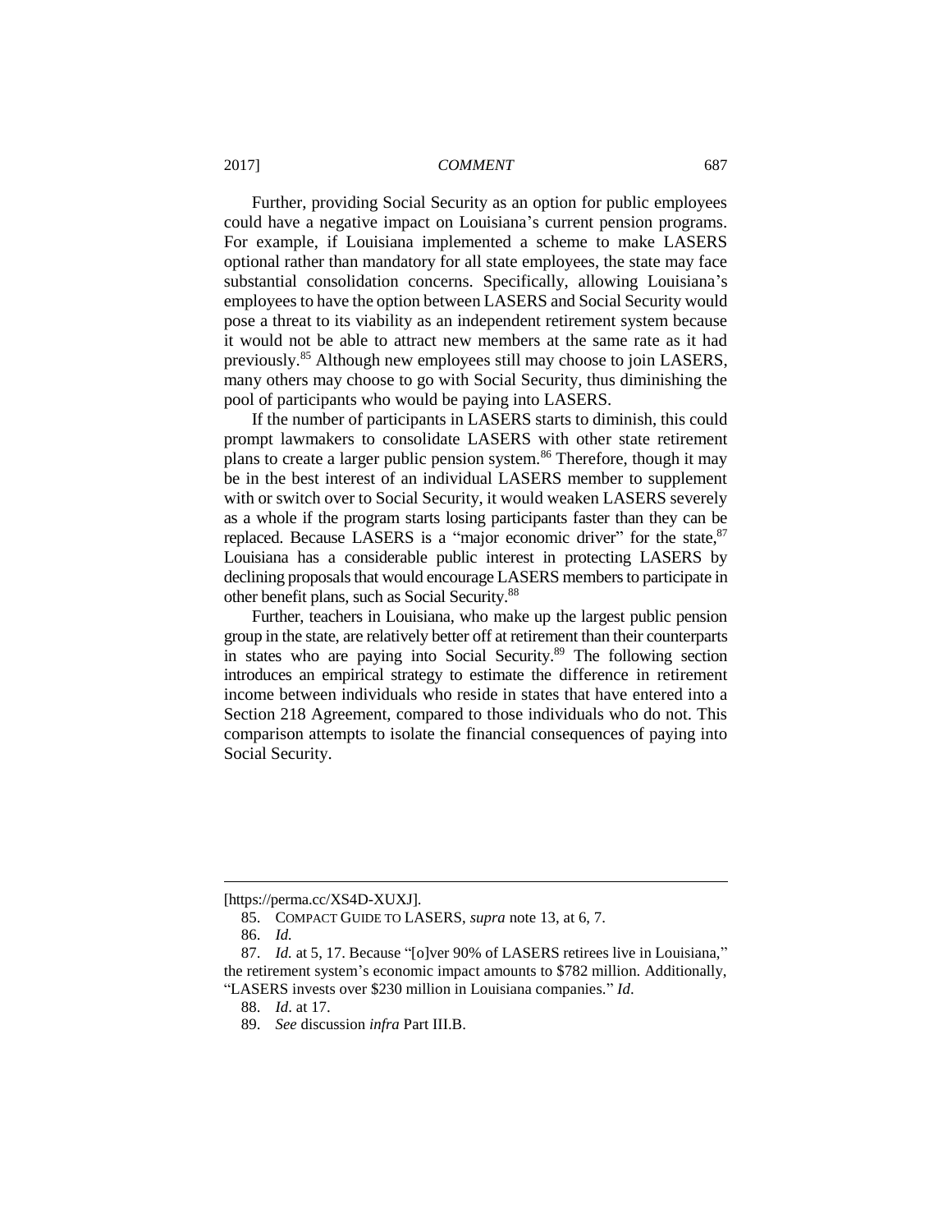Further, providing Social Security as an option for public employees could have a negative impact on Louisiana's current pension programs. For example, if Louisiana implemented a scheme to make LASERS optional rather than mandatory for all state employees, the state may face substantial consolidation concerns. Specifically, allowing Louisiana's employees to have the option between LASERS and Social Security would pose a threat to its viability as an independent retirement system because it would not be able to attract new members at the same rate as it had previously.[85] Although new employees still may choose to join LASERS, many others may choose to go with Social Security, thus diminishing the pool of participants who would be paying into LASERS.

If the number of participants in LASERS starts to diminish, this could prompt lawmakers to consolidate LASERS with other state retirement plans to create a larger public pension system.[86] Therefore, though it may be in the best interest of an individual LASERS member to supplement with or switch over to Social Security, it would weaken LASERS severely as a whole if the program starts losing participants faster than they can be replaced. Because LASERS is a "major economic driver" for the state,[87] Louisiana has a considerable public interest in protecting LASERS by declining proposals that would encourage LASERS members to participate in other benefit plans, such as Social Security.[88]

Further, teachers in Louisiana, who make up the largest public pension group in the state, are relatively better off at retirement than their counterparts in states who are paying into Social Security.[89] The following section introduces an empirical strategy to estimate the difference in retirement income between individuals who reside in states that have entered into a Section 218 Agreement, compared to those individuals who do not. This comparison attempts to isolate the financial consequences of paying into Social Security.

---

[https://perma.cc/XS4D-XUXJ].

85. COMPACT GUIDE TO LASERS, *supra* note 13, at 6, 7.

86. *Id.*

87. *Id.* at 5, 17. Because "[o]ver 90% of LASERS retirees live in Louisiana," the retirement system's economic impact amounts to $782 million. Additionally, "LASERS invests over $230 million in Louisiana companies." *Id*.

88. *Id*. at 17.

89. *See* discussion *infra* Part III.B.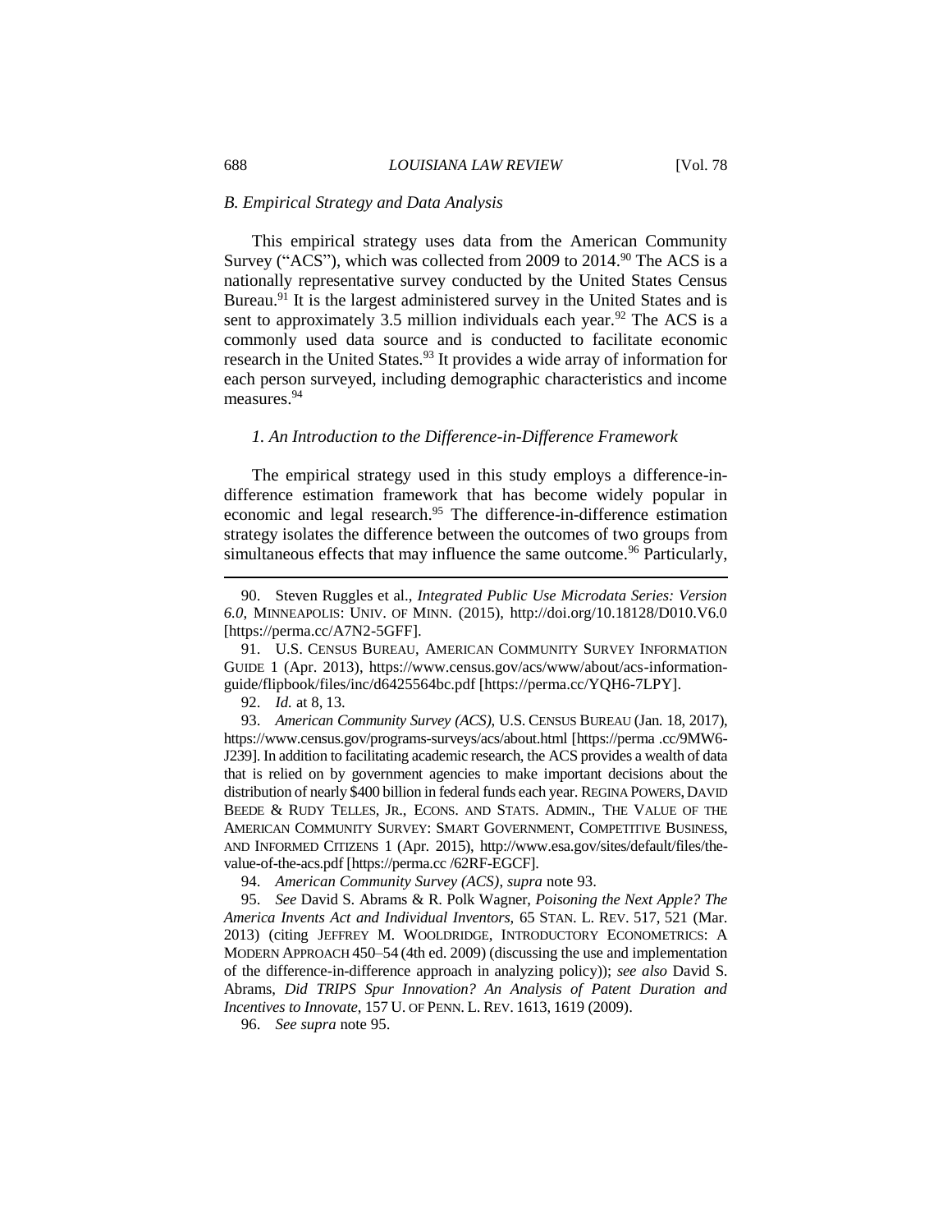### *B. Empirical Strategy and Data Analysis*

This empirical strategy uses data from the American Community Survey ("ACS"), which was collected from 2009 to 2014.[90] The ACS is a nationally representative survey conducted by the United States Census Bureau.[91] It is the largest administered survey in the United States and is sent to approximately 3.5 million individuals each year.[92] The ACS is a commonly used data source and is conducted to facilitate economic research in the United States.[93] It provides a wide array of information for each person surveyed, including demographic characteristics and income measures.[94]

#### *1. An Introduction to the Difference-in-Difference Framework*

The empirical strategy used in this study employs a difference-in-difference estimation framework that has become widely popular in economic and legal research.[95] The difference-in-difference estimation strategy isolates the difference between the outcomes of two groups from simultaneous effects that may influence the same outcome.[96] Particularly,

---

90. Steven Ruggles et al., *Integrated Public Use Microdata Series: Version 6.0*, MINNEAPOLIS: UNIV. OF MINN. (2015), http://doi.org/10.18128/D010.V6.0 [https://perma.cc/A7N2-5GFF].

91. U.S. CENSUS BUREAU, AMERICAN COMMUNITY SURVEY INFORMATION GUIDE 1 (Apr. 2013), https://www.census.gov/acs/www/about/acs-information-guide/flipbook/files/inc/d6425564bc.pdf [https://perma.cc/YQH6-7LPY].

92. *Id.* at 8, 13.

93. *American Community Survey (ACS)*, U.S. CENSUS BUREAU (Jan. 18, 2017), https://www.census.gov/programs-surveys/acs/about.html [https://perma .cc/9MW6-J239]. In addition to facilitating academic research, the ACS provides a wealth of data that is relied on by government agencies to make important decisions about the distribution of nearly $400 billion in federal funds each year. REGINA POWERS, DAVID BEEDE & RUDY TELLES, JR., ECONS. AND STATS. ADMIN., THE VALUE OF THE AMERICAN COMMUNITY SURVEY: SMART GOVERNMENT, COMPETITIVE BUSINESS, AND INFORMED CITIZENS 1 (Apr. 2015), http://www.esa.gov/sites/default/files/the-value-of-the-acs.pdf [https://perma.cc /62RF-EGCF].

94. *American Community Survey (ACS)*, *supra* note 93.

95. *See* David S. Abrams & R. Polk Wagner, *Poisoning the Next Apple? The America Invents Act and Individual Inventors*, 65 STAN. L. REV. 517, 521 (Mar. 2013) (citing JEFFREY M. WOOLDRIDGE, INTRODUCTORY ECONOMETRICS: A MODERN APPROACH 450–54 (4th ed. 2009) (discussing the use and implementation of the difference-in-difference approach in analyzing policy)); *see also* David S. Abrams, *Did TRIPS Spur Innovation? An Analysis of Patent Duration and Incentives to Innovate*, 157 U. OF PENN. L. REV. 1613, 1619 (2009).

96. *See supra* note 95.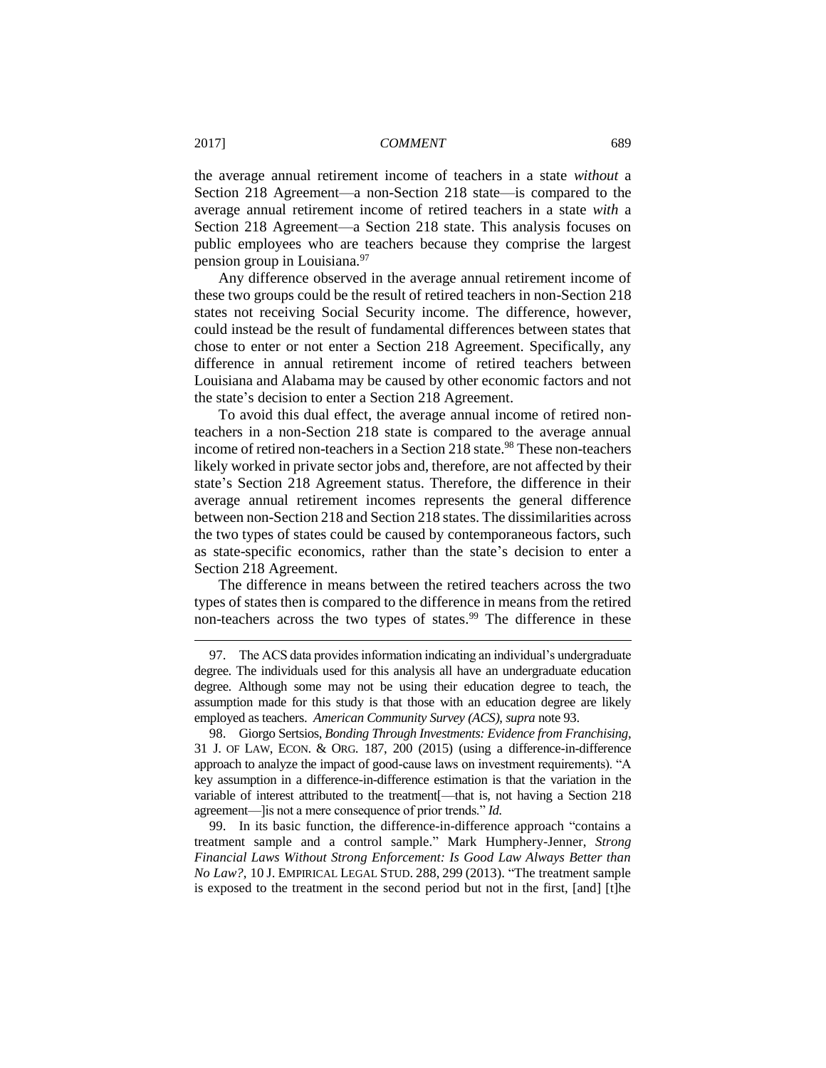the average annual retirement income of teachers in a state *without* a Section 218 Agreement—a non-Section 218 state—is compared to the average annual retirement income of retired teachers in a state *with* a Section 218 Agreement—a Section 218 state. This analysis focuses on public employees who are teachers because they comprise the largest pension group in Louisiana.[97]

Any difference observed in the average annual retirement income of these two groups could be the result of retired teachers in non-Section 218 states not receiving Social Security income. The difference, however, could instead be the result of fundamental differences between states that chose to enter or not enter a Section 218 Agreement. Specifically, any difference in annual retirement income of retired teachers between Louisiana and Alabama may be caused by other economic factors and not the state's decision to enter a Section 218 Agreement.

To avoid this dual effect, the average annual income of retired non-teachers in a non-Section 218 state is compared to the average annual income of retired non-teachers in a Section 218 state.[98] These non-teachers likely worked in private sector jobs and, therefore, are not affected by their state's Section 218 Agreement status. Therefore, the difference in their average annual retirement incomes represents the general difference between non-Section 218 and Section 218 states. The dissimilarities across the two types of states could be caused by contemporaneous factors, such as state-specific economics, rather than the state's decision to enter a Section 218 Agreement.

The difference in means between the retired teachers across the two types of states then is compared to the difference in means from the retired non-teachers across the two types of states.[99] The difference in these

---

97. The ACS data provides information indicating an individual's undergraduate degree. The individuals used for this analysis all have an undergraduate education degree. Although some may not be using their education degree to teach, the assumption made for this study is that those with an education degree are likely employed as teachers. *American Community Survey (ACS)*, *supra* note 93.

98. Giorgo Sertsios, *Bonding Through Investments: Evidence from Franchising*, 31 J. OF LAW, ECON. & ORG. 187, 200 (2015) (using a difference-in-difference approach to analyze the impact of good-cause laws on investment requirements). "A key assumption in a difference-in-difference estimation is that the variation in the variable of interest attributed to the treatment[—that is, not having a Section 218 agreement—]is not a mere consequence of prior trends." *Id.*

99. In its basic function, the difference-in-difference approach "contains a treatment sample and a control sample." Mark Humphery-Jenner, *Strong Financial Laws Without Strong Enforcement: Is Good Law Always Better than No Law?*, 10 J. EMPIRICAL LEGAL STUD. 288, 299 (2013). "The treatment sample is exposed to the treatment in the second period but not in the first, [and] [t]he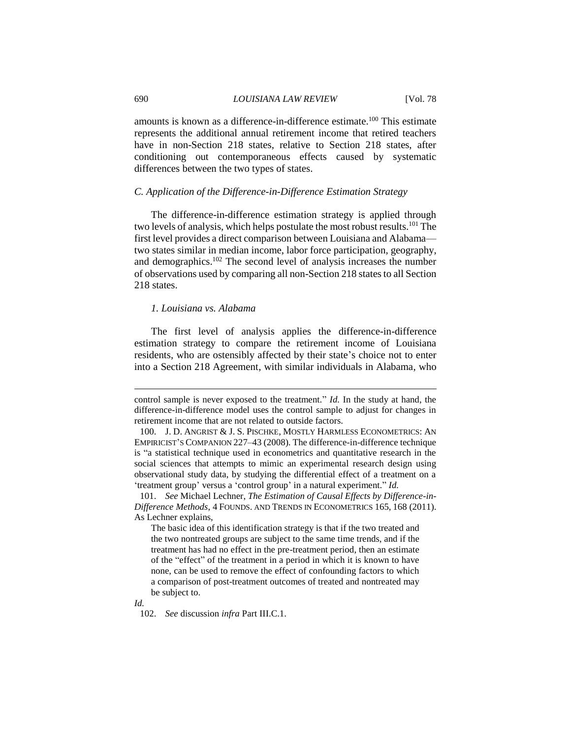amounts is known as a difference-in-difference estimate.[100] This estimate represents the additional annual retirement income that retired teachers have in non-Section 218 states, relative to Section 218 states, after conditioning out contemporaneous effects caused by systematic differences between the two types of states.

### *C. Application of the Difference-in-Difference Estimation Strategy*

The difference-in-difference estimation strategy is applied through two levels of analysis, which helps postulate the most robust results.[101] The first level provides a direct comparison between Louisiana and Alabama—two states similar in median income, labor force participation, geography, and demographics.[102] The second level of analysis increases the number of observations used by comparing all non-Section 218 states to all Section 218 states.

#### *1. Louisiana vs. Alabama*

The first level of analysis applies the difference-in-difference estimation strategy to compare the retirement income of Louisiana residents, who are ostensibly affected by their state's choice not to enter into a Section 218 Agreement, with similar individuals in Alabama, who

---

control sample is never exposed to the treatment." *Id.* In the study at hand, the difference-in-difference model uses the control sample to adjust for changes in retirement income that are not related to outside factors.

100. J. D. ANGRIST & J. S. PISCHKE, MOSTLY HARMLESS ECONOMETRICS: AN EMPIRICIST'S COMPANION 227–43 (2008). The difference-in-difference technique is "a statistical technique used in econometrics and quantitative research in the social sciences that attempts to mimic an experimental research design using observational study data, by studying the differential effect of a treatment on a 'treatment group' versus a 'control group' in a natural experiment." *Id.*

101. *See* Michael Lechner, *The Estimation of Causal Effects by Difference-in-Difference Methods*, 4 FOUNDS. AND TRENDS IN ECONOMETRICS 165, 168 (2011). As Lechner explains,

> The basic idea of this identification strategy is that if the two treated and the two nontreated groups are subject to the same time trends, and if the treatment has had no effect in the pre-treatment period, then an estimate of the "effect" of the treatment in a period in which it is known to have none, can be used to remove the effect of confounding factors to which a comparison of post-treatment outcomes of treated and nontreated may be subject to.

*Id.*

102. *See* discussion *infra* Part III.C.1.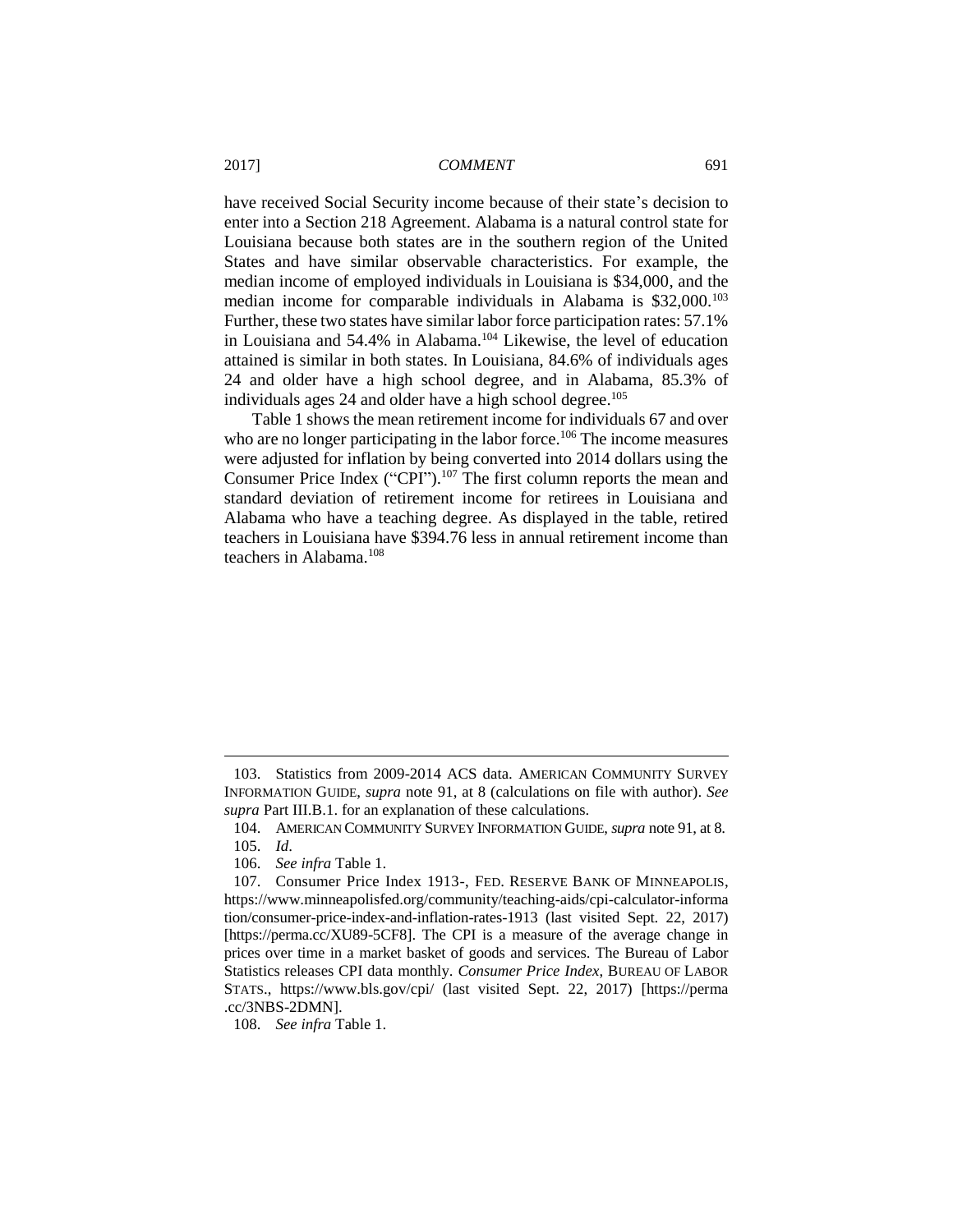have received Social Security income because of their state's decision to enter into a Section 218 Agreement. Alabama is a natural control state for Louisiana because both states are in the southern region of the United States and have similar observable characteristics. For example, the median income of employed individuals in Louisiana is $34,000, and the median income for comparable individuals in Alabama is $32,000.[103] Further, these two states have similar labor force participation rates: 57.1% in Louisiana and 54.4% in Alabama.[104] Likewise, the level of education attained is similar in both states. In Louisiana, 84.6% of individuals ages 24 and older have a high school degree, and in Alabama, 85.3% of individuals ages 24 and older have a high school degree.[105]

Table 1 shows the mean retirement income for individuals 67 and over who are no longer participating in the labor force.[106] The income measures were adjusted for inflation by being converted into 2014 dollars using the Consumer Price Index ("CPI").[107] The first column reports the mean and standard deviation of retirement income for retirees in Louisiana and Alabama who have a teaching degree. As displayed in the table, retired teachers in Louisiana have $394.76 less in annual retirement income than teachers in Alabama.[108]

---

103. Statistics from 2009-2014 ACS data. AMERICAN COMMUNITY SURVEY INFORMATION GUIDE, *supra* note 91, at 8 (calculations on file with author). *See supra* Part III.B.1. for an explanation of these calculations.

104. AMERICAN COMMUNITY SURVEY INFORMATION GUIDE, *supra* note 91, at 8.

105. *Id*.

106. *See infra* Table 1.

107. Consumer Price Index 1913-, FED. RESERVE BANK OF MINNEAPOLIS, https://www.minneapolisfed.org/community/teaching-aids/cpi-calculator-information/consumer-price-index-and-inflation-rates-1913 (last visited Sept. 22, 2017) [https://perma.cc/XU89-5CF8]. The CPI is a measure of the average change in prices over time in a market basket of goods and services. The Bureau of Labor Statistics releases CPI data monthly. *Consumer Price Index*, BUREAU OF LABOR STATS., https://www.bls.gov/cpi/ (last visited Sept. 22, 2017) [https://perma.cc/3NBS-2DMN].

108. *See infra* Table 1.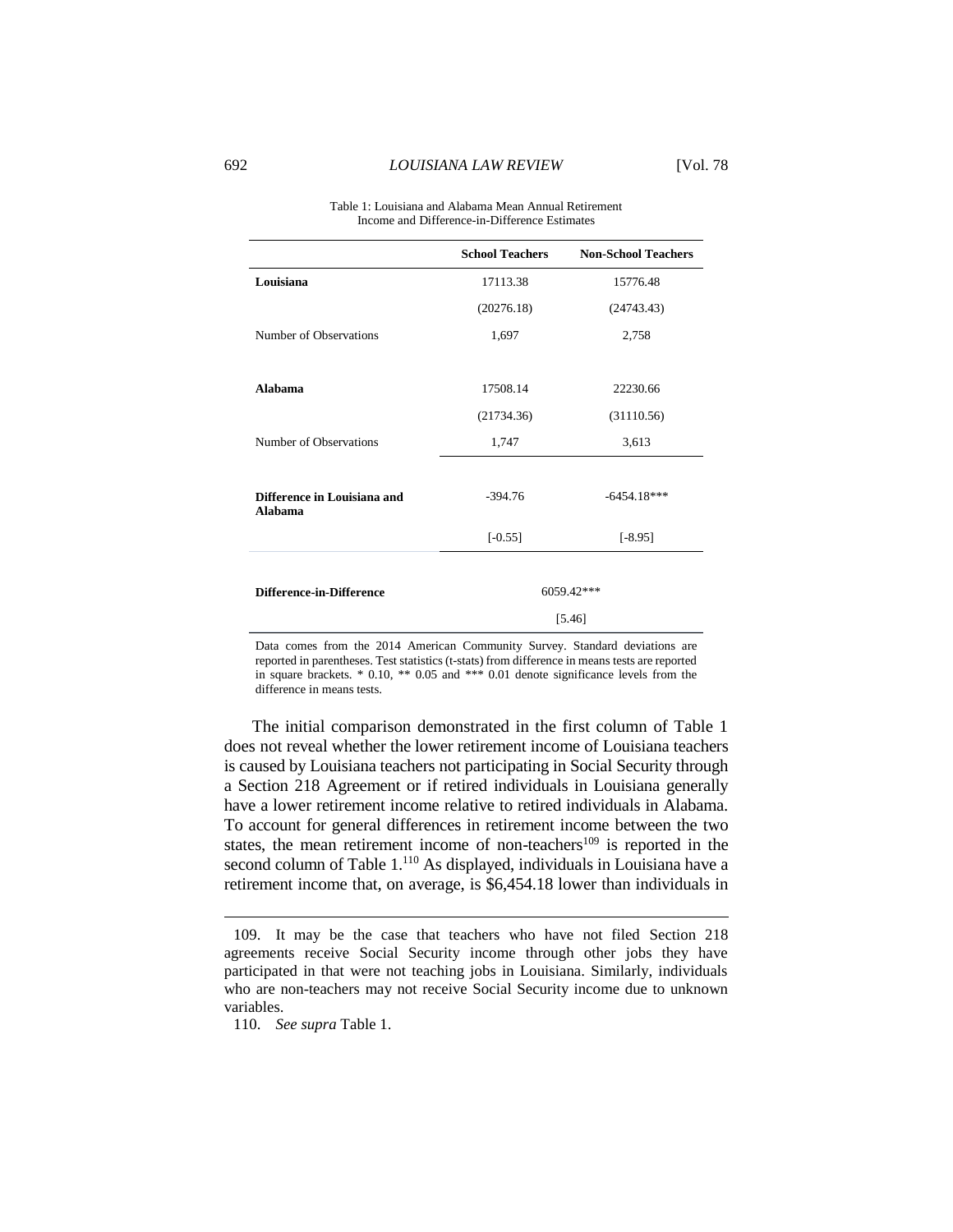Table 1: Louisiana and Alabama Mean Annual Retirement Income and Difference-in-Difference Estimates

| | School Teachers | Non-School Teachers |
|---|---|---|
| **Louisiana** | 17113.38 | 15776.48 |
| | (20276.18) | (24743.43) |
| Number of Observations | 1,697 | 2,758 |
| **Alabama** | 17508.14 | 22230.66 |
| | (21734.36) | (31110.56) |
| Number of Observations | 1,747 | 3,613 |
| **Difference in Louisiana and Alabama** | -394.76 | -6454.18*** |
| | [-0.55] | [-8.95] |
| **Difference-in-Difference** | 6059.42*** | |
| | [5.46] | |

Data comes from the 2014 American Community Survey. Standard deviations are reported in parentheses. Test statistics (t-stats) from difference in means tests are reported in square brackets. * 0.10, ** 0.05 and *** 0.01 denote significance levels from the difference in means tests.

The initial comparison demonstrated in the first column of Table 1 does not reveal whether the lower retirement income of Louisiana teachers is caused by Louisiana teachers not participating in Social Security through a Section 218 Agreement or if retired individuals in Louisiana generally have a lower retirement income relative to retired individuals in Alabama. To account for general differences in retirement income between the two states, the mean retirement income of non-teachers[109] is reported in the second column of Table 1.[110] As displayed, individuals in Louisiana have a retirement income that, on average, is $6,454.18 lower than individuals in

---

109. It may be the case that teachers who have not filed Section 218 agreements receive Social Security income through other jobs they have participated in that were not teaching jobs in Louisiana. Similarly, individuals who are non-teachers may not receive Social Security income due to unknown variables.

110. *See supra* Table 1.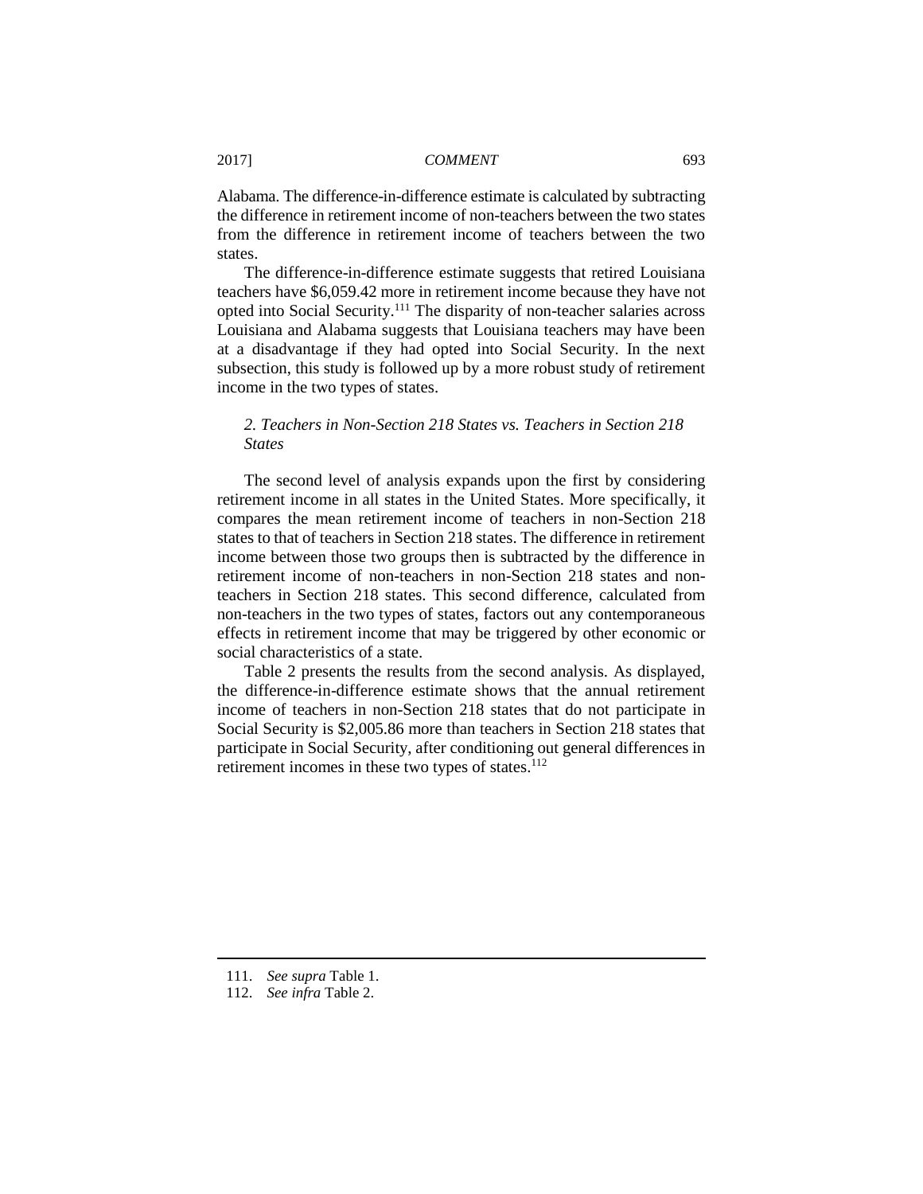Alabama. The difference-in-difference estimate is calculated by subtracting the difference in retirement income of non-teachers between the two states from the difference in retirement income of teachers between the two states.

The difference-in-difference estimate suggests that retired Louisiana teachers have $6,059.42 more in retirement income because they have not opted into Social Security.[111] The disparity of non-teacher salaries across Louisiana and Alabama suggests that Louisiana teachers may have been at a disadvantage if they had opted into Social Security. In the next subsection, this study is followed up by a more robust study of retirement income in the two types of states.

### *2. Teachers in Non-Section 218 States vs. Teachers in Section 218 States*

The second level of analysis expands upon the first by considering retirement income in all states in the United States. More specifically, it compares the mean retirement income of teachers in non-Section 218 states to that of teachers in Section 218 states. The difference in retirement income between those two groups then is subtracted by the difference in retirement income of non-teachers in non-Section 218 states and non-teachers in Section 218 states. This second difference, calculated from non-teachers in the two types of states, factors out any contemporaneous effects in retirement income that may be triggered by other economic or social characteristics of a state.

Table 2 presents the results from the second analysis. As displayed, the difference-in-difference estimate shows that the annual retirement income of teachers in non-Section 218 states that do not participate in Social Security is $2,005.86 more than teachers in Section 218 states that participate in Social Security, after conditioning out general differences in retirement incomes in these two types of states.[112]

---

111. *See supra* Table 1.

112. *See infra* Table 2.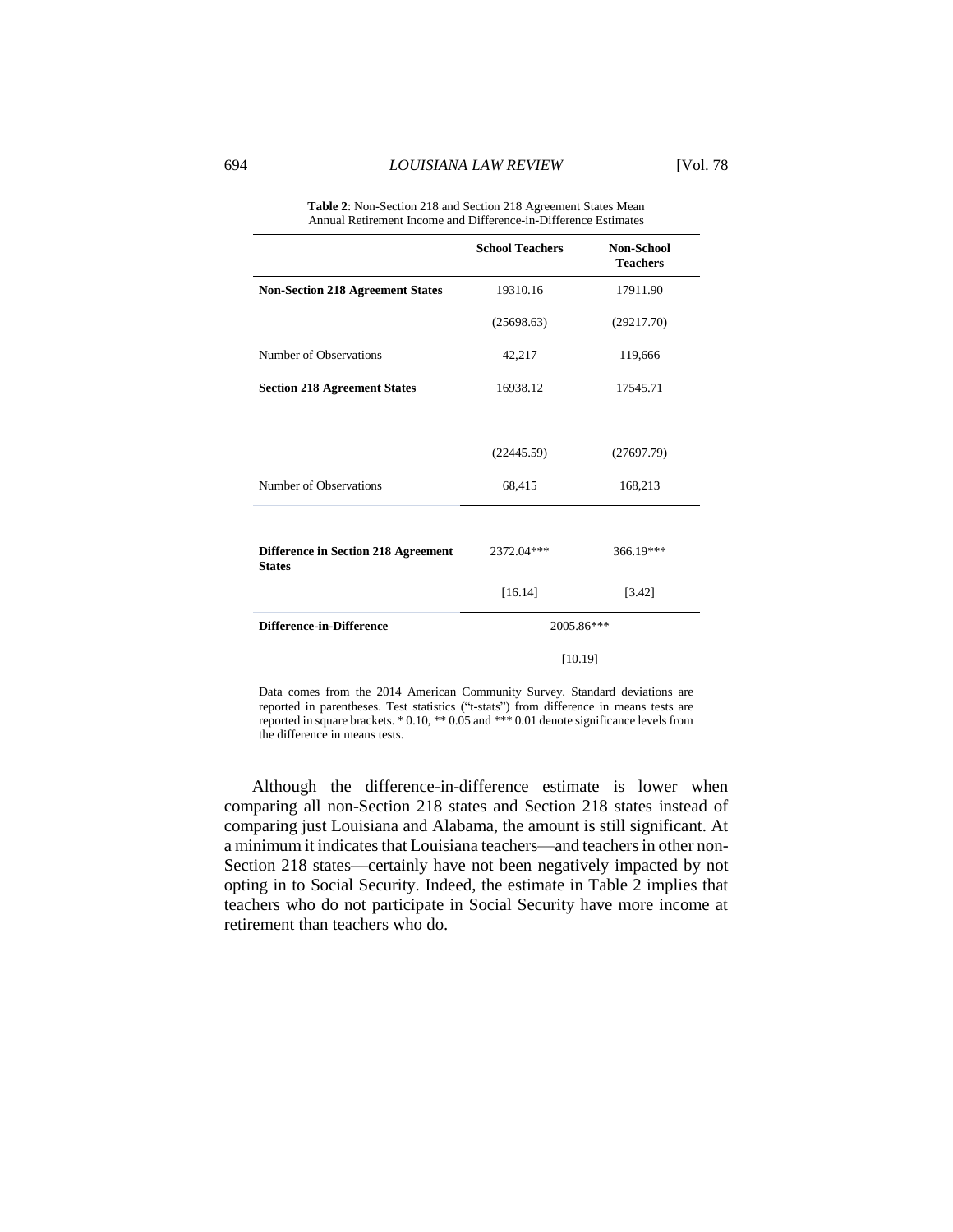**Table 2**: Non-Section 218 and Section 218 Agreement States Mean Annual Retirement Income and Difference-in-Difference Estimates

| | School Teachers | Non-School Teachers |
|---|---|---|
| **Non-Section 218 Agreement States** | 19310.16 | 17911.90 |
| | (25698.63) | (29217.70) |
| Number of Observations | 42,217 | 119,666 |
| **Section 218 Agreement States** | 16938.12 | 17545.71 |
| | (22445.59) | (27697.79) |
| Number of Observations | 68,415 | 168,213 |
| **Difference in Section 218 Agreement States** | 2372.04*** | 366.19*** |
| | [16.14] | [3.42] |
| **Difference-in-Difference** | 2005.86*** | |
| | [10.19] | |

Data comes from the 2014 American Community Survey. Standard deviations are reported in parentheses. Test statistics ("t-stats") from difference in means tests are reported in square brackets. * 0.10, ** 0.05 and *** 0.01 denote significance levels from the difference in means tests.

Although the difference-in-difference estimate is lower when comparing all non-Section 218 states and Section 218 states instead of comparing just Louisiana and Alabama, the amount is still significant. At a minimum it indicates that Louisiana teachers—and teachers in other non-Section 218 states—certainly have not been negatively impacted by not opting in to Social Security. Indeed, the estimate in Table 2 implies that teachers who do not participate in Social Security have more income at retirement than teachers who do.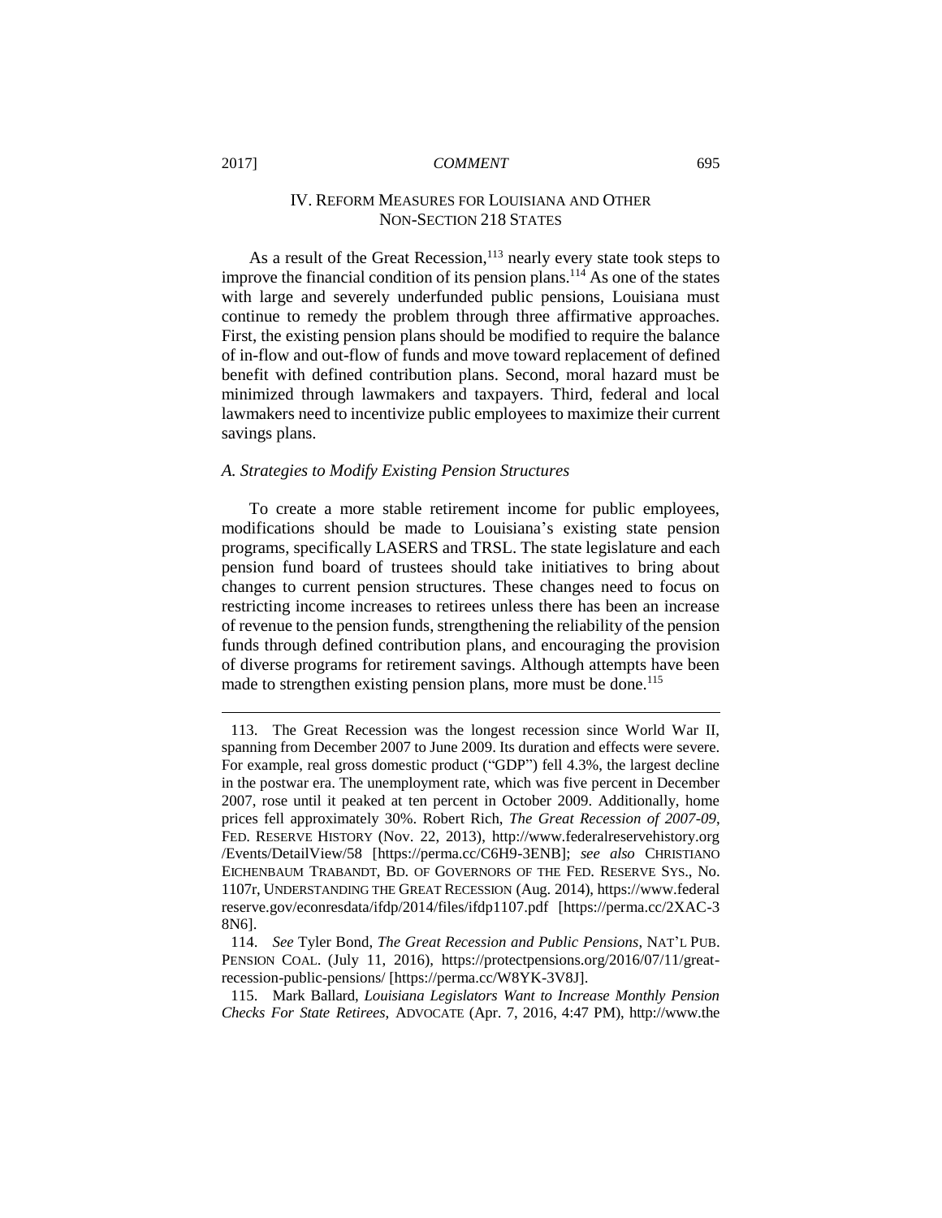## IV. Reform Measures for Louisiana and Other Non-Section 218 States

As a result of the Great Recession,[113] nearly every state took steps to improve the financial condition of its pension plans.[114] As one of the states with large and severely underfunded public pensions, Louisiana must continue to remedy the problem through three affirmative approaches. First, the existing pension plans should be modified to require the balance of in-flow and out-flow of funds and move toward replacement of defined benefit with defined contribution plans. Second, moral hazard must be minimized through lawmakers and taxpayers. Third, federal and local lawmakers need to incentivize public employees to maximize their current savings plans.

### *A. Strategies to Modify Existing Pension Structures*

To create a more stable retirement income for public employees, modifications should be made to Louisiana's existing state pension programs, specifically LASERS and TRSL. The state legislature and each pension fund board of trustees should take initiatives to bring about changes to current pension structures. These changes need to focus on restricting income increases to retirees unless there has been an increase of revenue to the pension funds, strengthening the reliability of the pension funds through defined contribution plans, and encouraging the provision of diverse programs for retirement savings. Although attempts have been made to strengthen existing pension plans, more must be done.[115]

---

113. The Great Recession was the longest recession since World War II, spanning from December 2007 to June 2009. Its duration and effects were severe. For example, real gross domestic product ("GDP") fell 4.3%, the largest decline in the postwar era. The unemployment rate, which was five percent in December 2007, rose until it peaked at ten percent in October 2009. Additionally, home prices fell approximately 30%. Robert Rich, *The Great Recession of 2007-09*, FED. RESERVE HISTORY (Nov. 22, 2013), http://www.federalreservehistory.org/Events/DetailView/58 [https://perma.cc/C6H9-3ENB]; *see also* CHRISTIANO EICHENBAUM TRABANDT, BD. OF GOVERNORS OF THE FED. RESERVE SYS., No. 1107r, UNDERSTANDING THE GREAT RECESSION (Aug. 2014), https://www.federalreserve.gov/econresdata/ifdp/2014/files/ifdp1107.pdf [https://perma.cc/2XAC-38N6].

114. *See* Tyler Bond, *The Great Recession and Public Pensions*, NAT'L PUB. PENSION COAL. (July 11, 2016), https://protectpensions.org/2016/07/11/great-recession-public-pensions/ [https://perma.cc/W8YK-3V8J].

115. Mark Ballard, *Louisiana Legislators Want to Increase Monthly Pension Checks For State Retirees*, ADVOCATE (Apr. 7, 2016, 4:47 PM), http://www.the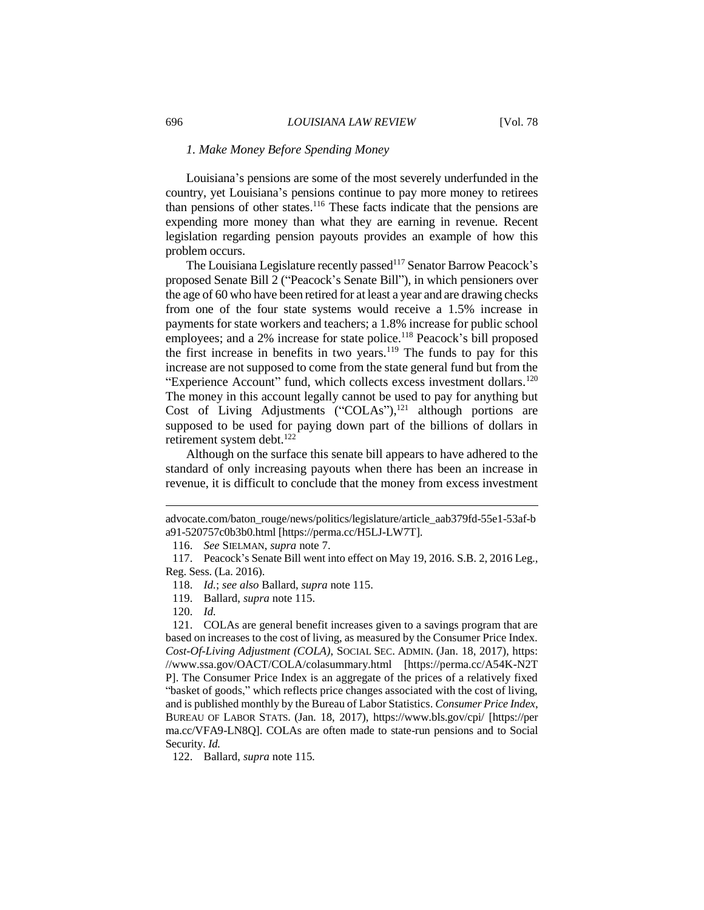### *1. Make Money Before Spending Money*

Louisiana's pensions are some of the most severely underfunded in the country, yet Louisiana's pensions continue to pay more money to retirees than pensions of other states.[116] These facts indicate that the pensions are expending more money than what they are earning in revenue. Recent legislation regarding pension payouts provides an example of how this problem occurs.

The Louisiana Legislature recently passed[117] Senator Barrow Peacock's proposed Senate Bill 2 ("Peacock's Senate Bill"), in which pensioners over the age of 60 who have been retired for at least a year and are drawing checks from one of the four state systems would receive a 1.5% increase in payments for state workers and teachers; a 1.8% increase for public school employees; and a 2% increase for state police.[118] Peacock's bill proposed the first increase in benefits in two years.[119] The funds to pay for this increase are not supposed to come from the state general fund but from the "Experience Account" fund, which collects excess investment dollars.[120] The money in this account legally cannot be used to pay for anything but Cost of Living Adjustments ("COLAs"),[121] although portions are supposed to be used for paying down part of the billions of dollars in retirement system debt.[122]

Although on the surface this senate bill appears to have adhered to the standard of only increasing payouts when there has been an increase in revenue, it is difficult to conclude that the money from excess investment

---

advocate.com/baton_rouge/news/politics/legislature/article_aab379fd-55e1-53af-ba91-520757c0b3b0.html [https://perma.cc/H5LJ-LW7T].

116. *See* SIELMAN, *supra* note 7.

117. Peacock's Senate Bill went into effect on May 19, 2016. S.B. 2, 2016 Leg., Reg. Sess. (La. 2016).

118. *Id.*; *see also* Ballard, *supra* note 115.

119. Ballard, *supra* note 115.

120. *Id.*

121. COLAs are general benefit increases given to a savings program that are based on increases to the cost of living, as measured by the Consumer Price Index. *Cost-Of-Living Adjustment (COLA)*, SOCIAL SEC. ADMIN. (Jan. 18, 2017), https://www.ssa.gov/OACT/COLA/colasummary.html [https://perma.cc/A54K-N2TP]. The Consumer Price Index is an aggregate of the prices of a relatively fixed "basket of goods," which reflects price changes associated with the cost of living, and is published monthly by the Bureau of Labor Statistics. *Consumer Price Index*, BUREAU OF LABOR STATS. (Jan. 18, 2017), https://www.bls.gov/cpi/ [https://perma.cc/VFA9-LN8Q]. COLAs are often made to state-run pensions and to Social Security. *Id.*

122. Ballard, *supra* note 115.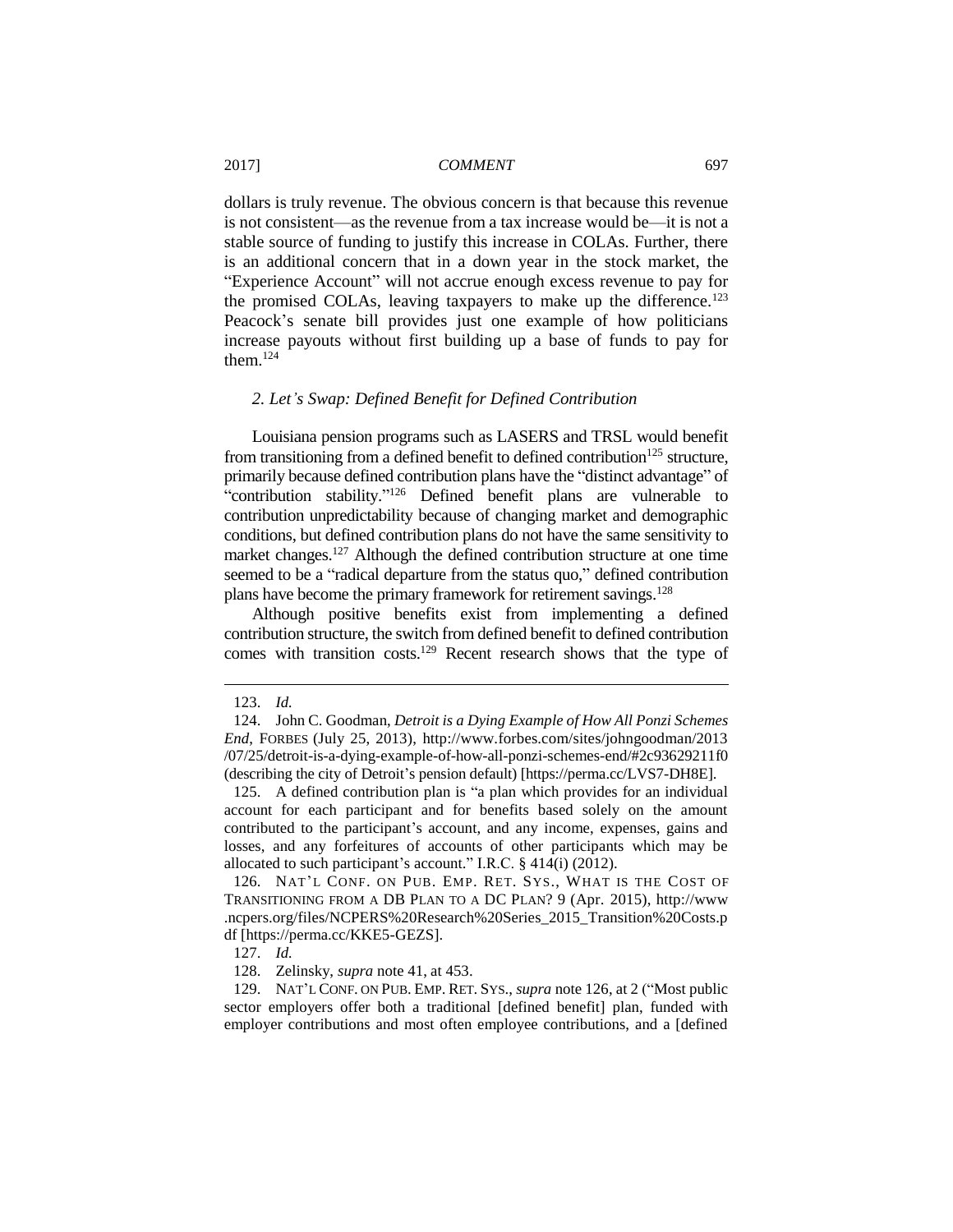dollars is truly revenue. The obvious concern is that because this revenue is not consistent—as the revenue from a tax increase would be—it is not a stable source of funding to justify this increase in COLAs. Further, there is an additional concern that in a down year in the stock market, the "Experience Account" will not accrue enough excess revenue to pay for the promised COLAs, leaving taxpayers to make up the difference.[123] Peacock's senate bill provides just one example of how politicians increase payouts without first building up a base of funds to pay for them.[124]

### *2. Let's Swap: Defined Benefit for Defined Contribution*

Louisiana pension programs such as LASERS and TRSL would benefit from transitioning from a defined benefit to defined contribution[125] structure, primarily because defined contribution plans have the "distinct advantage" of "contribution stability."[126] Defined benefit plans are vulnerable to contribution unpredictability because of changing market and demographic conditions, but defined contribution plans do not have the same sensitivity to market changes.[127] Although the defined contribution structure at one time seemed to be a "radical departure from the status quo," defined contribution plans have become the primary framework for retirement savings.[128]

Although positive benefits exist from implementing a defined contribution structure, the switch from defined benefit to defined contribution comes with transition costs.[129] Recent research shows that the type of

---

123. *Id.*

124. John C. Goodman, *Detroit is a Dying Example of How All Ponzi Schemes End*, FORBES (July 25, 2013), http://www.forbes.com/sites/johngoodman/2013/07/25/detroit-is-a-dying-example-of-how-all-ponzi-schemes-end/#2c93629211f0 (describing the city of Detroit's pension default) [https://perma.cc/LVS7-DH8E].

125. A defined contribution plan is "a plan which provides for an individual account for each participant and for benefits based solely on the amount contributed to the participant's account, and any income, expenses, gains and losses, and any forfeitures of accounts of other participants which may be allocated to such participant's account." I.R.C. § 414(i) (2012).

126. NAT'L CONF. ON PUB. EMP. RET. SYS., WHAT IS THE COST OF TRANSITIONING FROM A DB PLAN TO A DC PLAN? 9 (Apr. 2015), http://www.ncpers.org/files/NCPERS%20Research%20Series_2015_Transition%20Costs.pdf [https://perma.cc/KKE5-GEZS].

127. *Id.*

128. Zelinsky, *supra* note 41, at 453.

129. NAT'L CONF. ON PUB. EMP. RET. SYS., *supra* note 126, at 2 ("Most public sector employers offer both a traditional [defined benefit] plan, funded with employer contributions and most often employee contributions, and a [defined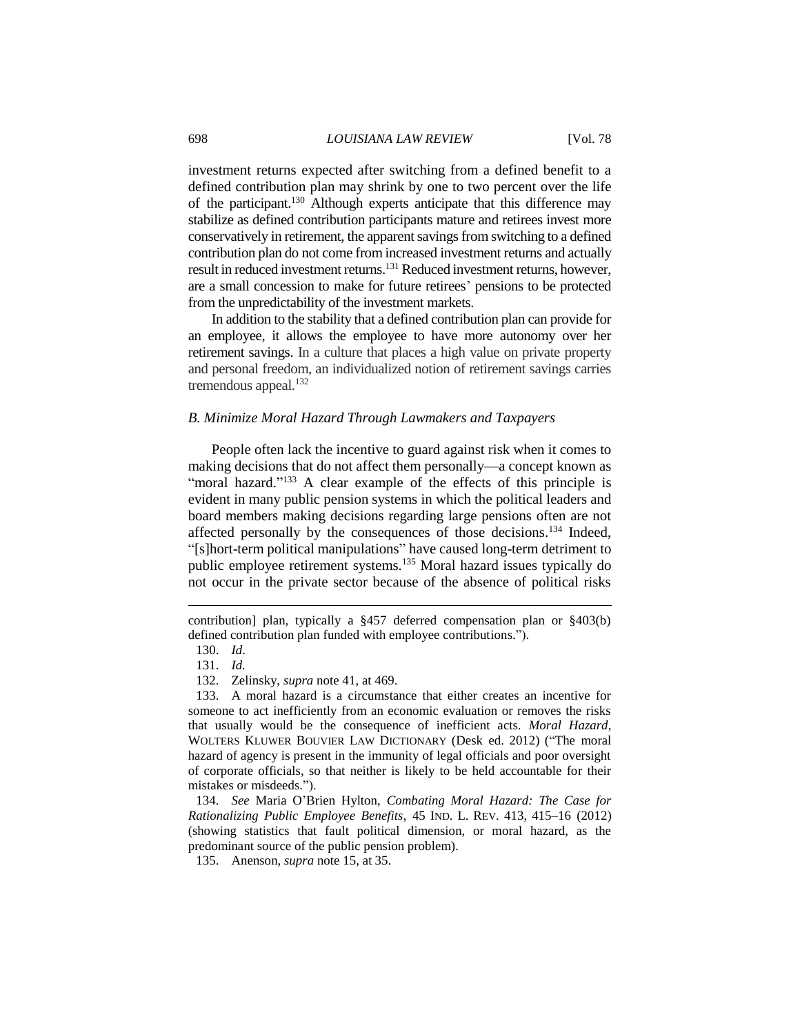investment returns expected after switching from a defined benefit to a defined contribution plan may shrink by one to two percent over the life of the participant.[130] Although experts anticipate that this difference may stabilize as defined contribution participants mature and retirees invest more conservatively in retirement, the apparent savings from switching to a defined contribution plan do not come from increased investment returns and actually result in reduced investment returns.[131] Reduced investment returns, however, are a small concession to make for future retirees' pensions to be protected from the unpredictability of the investment markets.

In addition to the stability that a defined contribution plan can provide for an employee, it allows the employee to have more autonomy over her retirement savings. In a culture that places a high value on private property and personal freedom, an individualized notion of retirement savings carries tremendous appeal.[132]

### *B. Minimize Moral Hazard Through Lawmakers and Taxpayers*

People often lack the incentive to guard against risk when it comes to making decisions that do not affect them personally—a concept known as "moral hazard."[133] A clear example of the effects of this principle is evident in many public pension systems in which the political leaders and board members making decisions regarding large pensions often are not affected personally by the consequences of those decisions.[134] Indeed, "[s]hort-term political manipulations" have caused long-term detriment to public employee retirement systems.[135] Moral hazard issues typically do not occur in the private sector because of the absence of political risks

---

contribution] plan, typically a §457 deferred compensation plan or §403(b) defined contribution plan funded with employee contributions.").

130. *Id*.

131. *Id.*

132. Zelinsky, *supra* note 41, at 469.

133. A moral hazard is a circumstance that either creates an incentive for someone to act inefficiently from an economic evaluation or removes the risks that usually would be the consequence of inefficient acts. *Moral Hazard*, WOLTERS KLUWER BOUVIER LAW DICTIONARY (Desk ed. 2012) ("The moral hazard of agency is present in the immunity of legal officials and poor oversight of corporate officials, so that neither is likely to be held accountable for their mistakes or misdeeds.").

134. *See* Maria O'Brien Hylton, *Combating Moral Hazard: The Case for Rationalizing Public Employee Benefits*, 45 IND. L. REV. 413, 415–16 (2012) (showing statistics that fault political dimension, or moral hazard, as the predominant source of the public pension problem).

135. Anenson, *supra* note 15, at 35.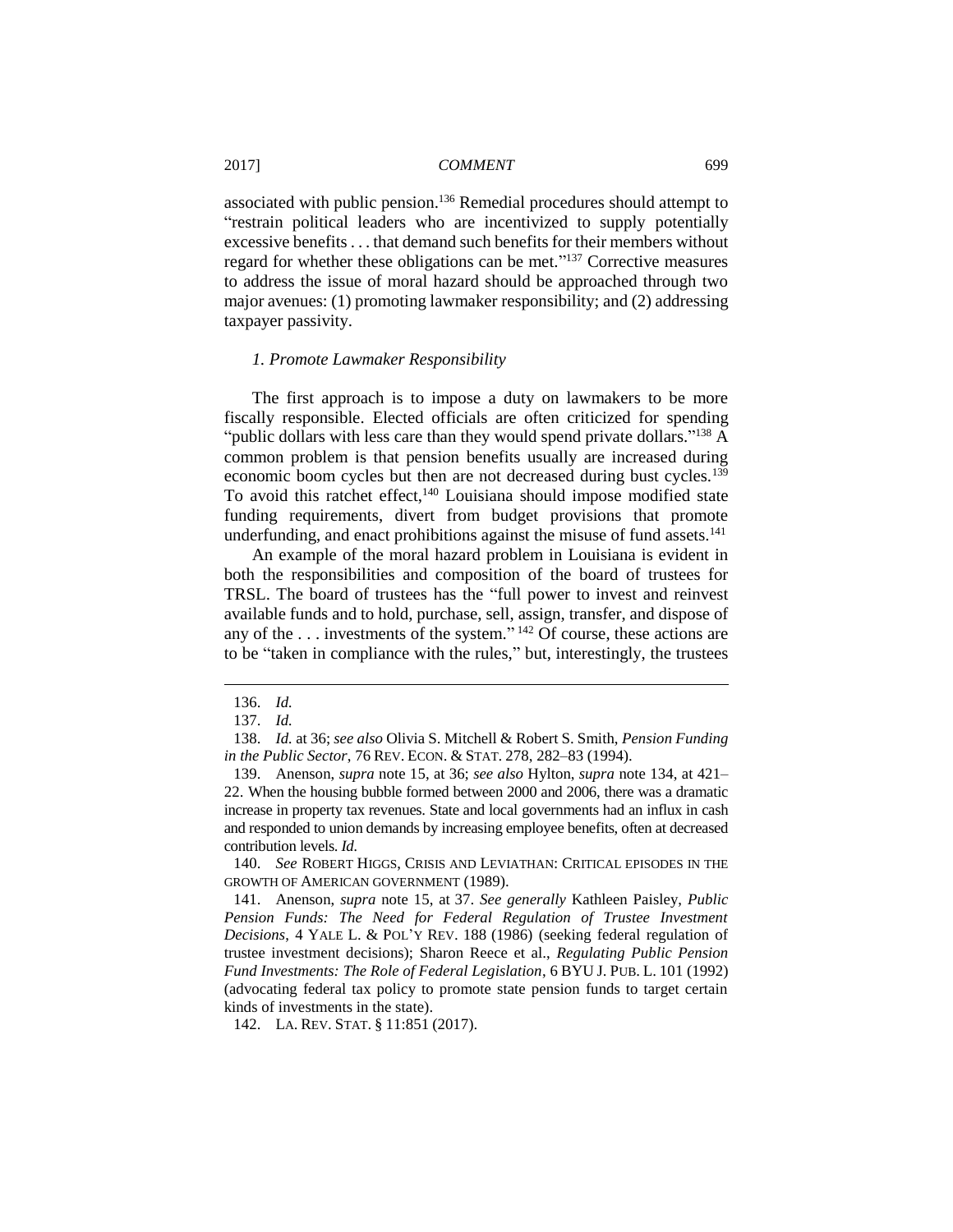associated with public pension.[136] Remedial procedures should attempt to "restrain political leaders who are incentivized to supply potentially excessive benefits . . . that demand such benefits for their members without regard for whether these obligations can be met."[137] Corrective measures to address the issue of moral hazard should be approached through two major avenues: (1) promoting lawmaker responsibility; and (2) addressing taxpayer passivity.

### *1. Promote Lawmaker Responsibility*

The first approach is to impose a duty on lawmakers to be more fiscally responsible. Elected officials are often criticized for spending "public dollars with less care than they would spend private dollars."[138] A common problem is that pension benefits usually are increased during economic boom cycles but then are not decreased during bust cycles.[139] To avoid this ratchet effect,[140] Louisiana should impose modified state funding requirements, divert from budget provisions that promote underfunding, and enact prohibitions against the misuse of fund assets.[141]

An example of the moral hazard problem in Louisiana is evident in both the responsibilities and composition of the board of trustees for TRSL. The board of trustees has the "full power to invest and reinvest available funds and to hold, purchase, sell, assign, transfer, and dispose of any of the . . . investments of the system." [142] Of course, these actions are to be "taken in compliance with the rules," but, interestingly, the trustees

---

136. *Id.*

137. *Id.*

138. *Id.* at 36; *see also* Olivia S. Mitchell & Robert S. Smith, *Pension Funding in the Public Sector*, 76 REV. ECON. & STAT. 278, 282–83 (1994).

139. Anenson, *supra* note 15, at 36; *see also* Hylton, *supra* note 134, at 421–22. When the housing bubble formed between 2000 and 2006, there was a dramatic increase in property tax revenues. State and local governments had an influx in cash and responded to union demands by increasing employee benefits, often at decreased contribution levels. *Id.*

140. *See* ROBERT HIGGS, CRISIS AND LEVIATHAN: CRITICAL EPISODES IN THE GROWTH OF AMERICAN GOVERNMENT (1989).

141. Anenson, *supra* note 15, at 37. *See generally* Kathleen Paisley, *Public Pension Funds: The Need for Federal Regulation of Trustee Investment Decisions*, 4 YALE L. & POL'Y REV. 188 (1986) (seeking federal regulation of trustee investment decisions); Sharon Reece et al., *Regulating Public Pension Fund Investments: The Role of Federal Legislation*, 6 BYU J. PUB. L. 101 (1992) (advocating federal tax policy to promote state pension funds to target certain kinds of investments in the state).

142. LA. REV. STAT. § 11:851 (2017).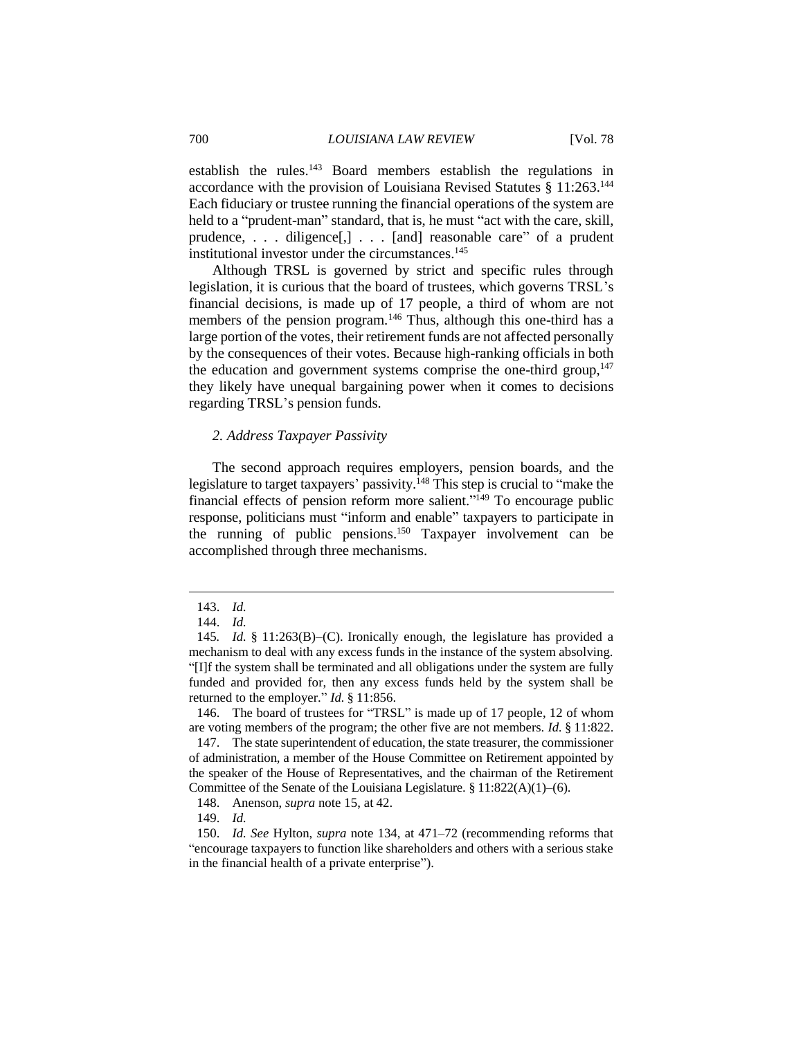establish the rules.[143] Board members establish the regulations in accordance with the provision of Louisiana Revised Statutes § 11:263.[144] Each fiduciary or trustee running the financial operations of the system are held to a "prudent-man" standard, that is, he must "act with the care, skill, prudence, . . . diligence[,] . . . [and] reasonable care" of a prudent institutional investor under the circumstances.[145]

Although TRSL is governed by strict and specific rules through legislation, it is curious that the board of trustees, which governs TRSL's financial decisions, is made up of 17 people, a third of whom are not members of the pension program.[146] Thus, although this one-third has a large portion of the votes, their retirement funds are not affected personally by the consequences of their votes. Because high-ranking officials in both the education and government systems comprise the one-third group,[147] they likely have unequal bargaining power when it comes to decisions regarding TRSL's pension funds.

### *2. Address Taxpayer Passivity*

The second approach requires employers, pension boards, and the legislature to target taxpayers' passivity.[148] This step is crucial to "make the financial effects of pension reform more salient."[149] To encourage public response, politicians must "inform and enable" taxpayers to participate in the running of public pensions.[150] Taxpayer involvement can be accomplished through three mechanisms.

---

143. *Id.*

144. *Id.*

145. *Id.* § 11:263(B)–(C). Ironically enough, the legislature has provided a mechanism to deal with any excess funds in the instance of the system absolving. "[I]f the system shall be terminated and all obligations under the system are fully funded and provided for, then any excess funds held by the system shall be returned to the employer." *Id.* § 11:856.

146. The board of trustees for "TRSL" is made up of 17 people, 12 of whom are voting members of the program; the other five are not members. *Id.* § 11:822.

147. The state superintendent of education, the state treasurer, the commissioner of administration, a member of the House Committee on Retirement appointed by the speaker of the House of Representatives, and the chairman of the Retirement Committee of the Senate of the Louisiana Legislature. § 11:822(A)(1)–(6).

148. Anenson, *supra* note 15, at 42.

149. *Id.*

150. *Id. See* Hylton, *supra* note 134, at 471–72 (recommending reforms that "encourage taxpayers to function like shareholders and others with a serious stake in the financial health of a private enterprise").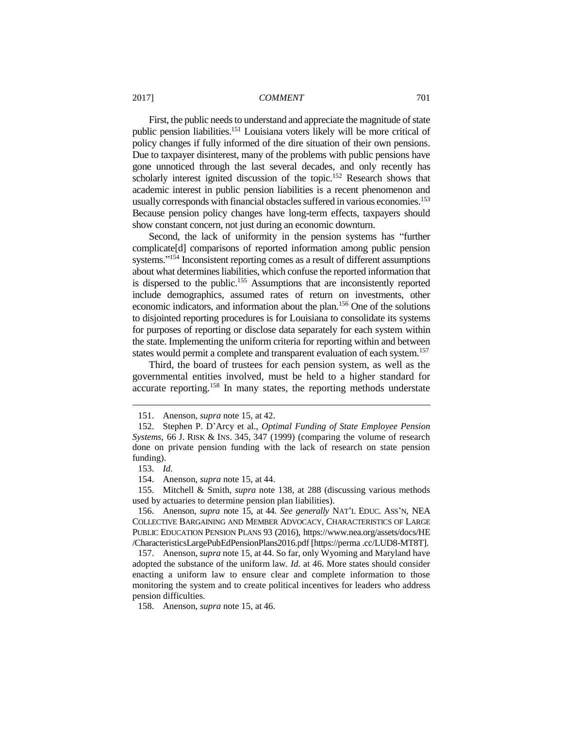First, the public needs to understand and appreciate the magnitude of state public pension liabilities.[151] Louisiana voters likely will be more critical of policy changes if fully informed of the dire situation of their own pensions. Due to taxpayer disinterest, many of the problems with public pensions have gone unnoticed through the last several decades, and only recently has scholarly interest ignited discussion of the topic.[152] Research shows that academic interest in public pension liabilities is a recent phenomenon and usually corresponds with financial obstacles suffered in various economies.[153] Because pension policy changes have long-term effects, taxpayers should show constant concern, not just during an economic downturn.

Second, the lack of uniformity in the pension systems has "further complicate[d] comparisons of reported information among public pension systems."[154] Inconsistent reporting comes as a result of different assumptions about what determines liabilities, which confuse the reported information that is dispersed to the public.[155] Assumptions that are inconsistently reported include demographics, assumed rates of return on investments, other economic indicators, and information about the plan.[156] One of the solutions to disjointed reporting procedures is for Louisiana to consolidate its systems for purposes of reporting or disclose data separately for each system within the state. Implementing the uniform criteria for reporting within and between states would permit a complete and transparent evaluation of each system.[157]

Third, the board of trustees for each pension system, as well as the governmental entities involved, must be held to a higher standard for accurate reporting.[158] In many states, the reporting methods understate

---

151. Anenson, *supra* note 15, at 42.

152. Stephen P. D'Arcy et al., *Optimal Funding of State Employee Pension Systems*, 66 J. RISK & INS. 345, 347 (1999) (comparing the volume of research done on private pension funding with the lack of research on state pension funding).

153. *Id.*

154. Anenson, *supra* note 15, at 44.

155. Mitchell & Smith, *supra* note 138, at 288 (discussing various methods used by actuaries to determine pension plan liabilities).

156. Anenson, *supra* note 15, at 44. *See generally* NAT'L EDUC. ASS'N, NEA COLLECTIVE BARGAINING AND MEMBER ADVOCACY, CHARACTERISTICS OF LARGE PUBLIC EDUCATION PENSION PLANS 93 (2016), https://www.nea.org/assets/docs/HE/CharacteristicsLargePubEdPensionPlans2016.pdf [https://perma .cc/LUD8-MT8T].

157. Anenson, *supra* note 15, at 44. So far, only Wyoming and Maryland have adopted the substance of the uniform law. *Id.* at 46. More states should consider enacting a uniform law to ensure clear and complete information to those monitoring the system and to create political incentives for leaders who address pension difficulties.

158. Anenson, *supra* note 15, at 46.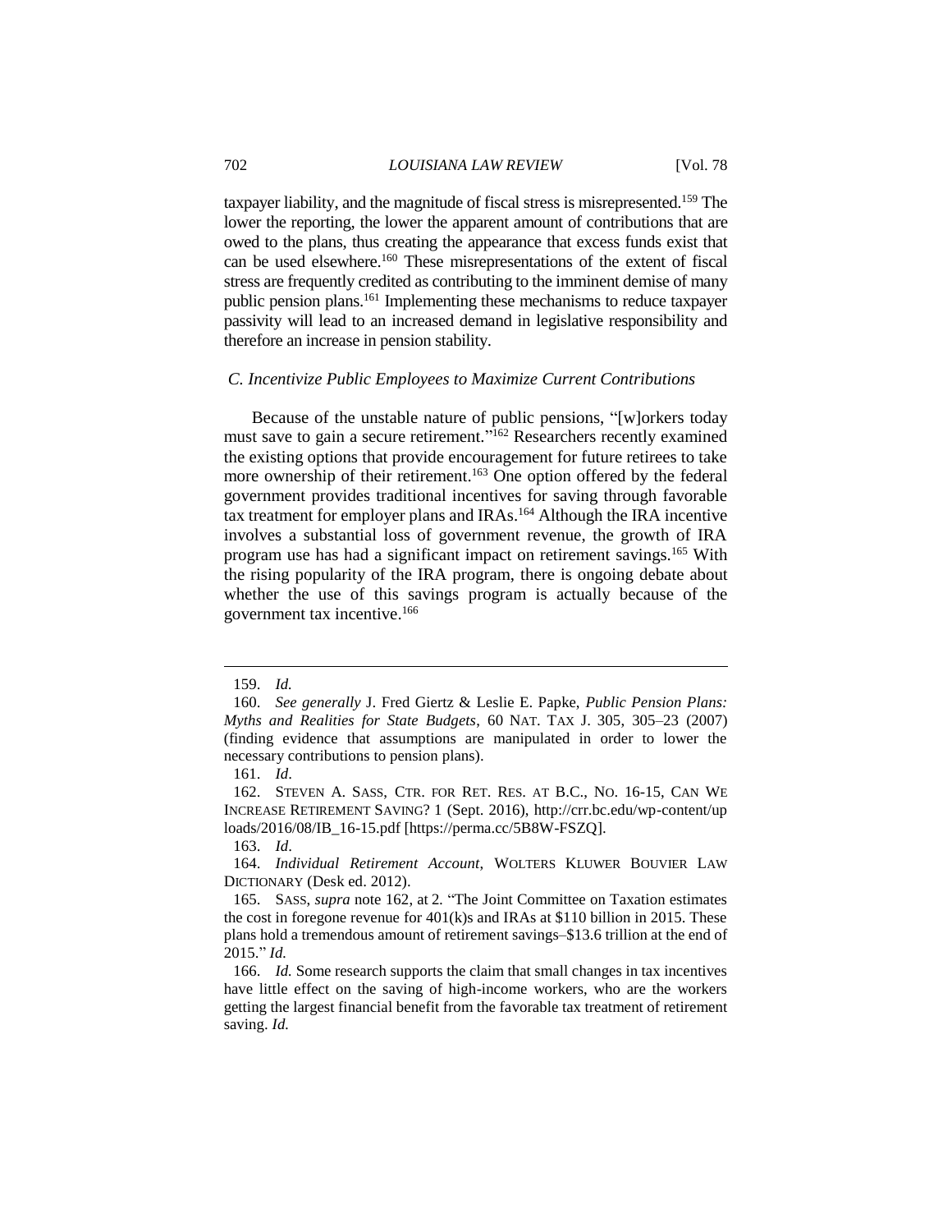taxpayer liability, and the magnitude of fiscal stress is misrepresented.[159] The lower the reporting, the lower the apparent amount of contributions that are owed to the plans, thus creating the appearance that excess funds exist that can be used elsewhere.[160] These misrepresentations of the extent of fiscal stress are frequently credited as contributing to the imminent demise of many public pension plans.[161] Implementing these mechanisms to reduce taxpayer passivity will lead to an increased demand in legislative responsibility and therefore an increase in pension stability.

### *C. Incentivize Public Employees to Maximize Current Contributions*

Because of the unstable nature of public pensions, "[w]orkers today must save to gain a secure retirement."[162] Researchers recently examined the existing options that provide encouragement for future retirees to take more ownership of their retirement.[163] One option offered by the federal government provides traditional incentives for saving through favorable tax treatment for employer plans and IRAs.[164] Although the IRA incentive involves a substantial loss of government revenue, the growth of IRA program use has had a significant impact on retirement savings.[165] With the rising popularity of the IRA program, there is ongoing debate about whether the use of this savings program is actually because of the government tax incentive.[166]

---

159. *Id.*

160. *See generally* J. Fred Giertz & Leslie E. Papke, *Public Pension Plans: Myths and Realities for State Budgets*, 60 NAT. TAX J. 305, 305–23 (2007) (finding evidence that assumptions are manipulated in order to lower the necessary contributions to pension plans).

161. *Id*.

162. STEVEN A. SASS, CTR. FOR RET. RES. AT B.C., NO. 16-15, CAN WE INCREASE RETIREMENT SAVING? 1 (Sept. 2016), http://crr.bc.edu/wp-content/uploads/2016/08/IB_16-15.pdf [https://perma.cc/5B8W-FSZQ].

163. *Id*.

164. *Individual Retirement Account*, WOLTERS KLUWER BOUVIER LAW DICTIONARY (Desk ed. 2012).

165. SASS, *supra* note 162, at 2. "The Joint Committee on Taxation estimates the cost in foregone revenue for 401(k)s and IRAs at $110 billion in 2015. These plans hold a tremendous amount of retirement savings–$13.6 trillion at the end of 2015." *Id.*

166. *Id.* Some research supports the claim that small changes in tax incentives have little effect on the saving of high-income workers, who are the workers getting the largest financial benefit from the favorable tax treatment of retirement saving. *Id.*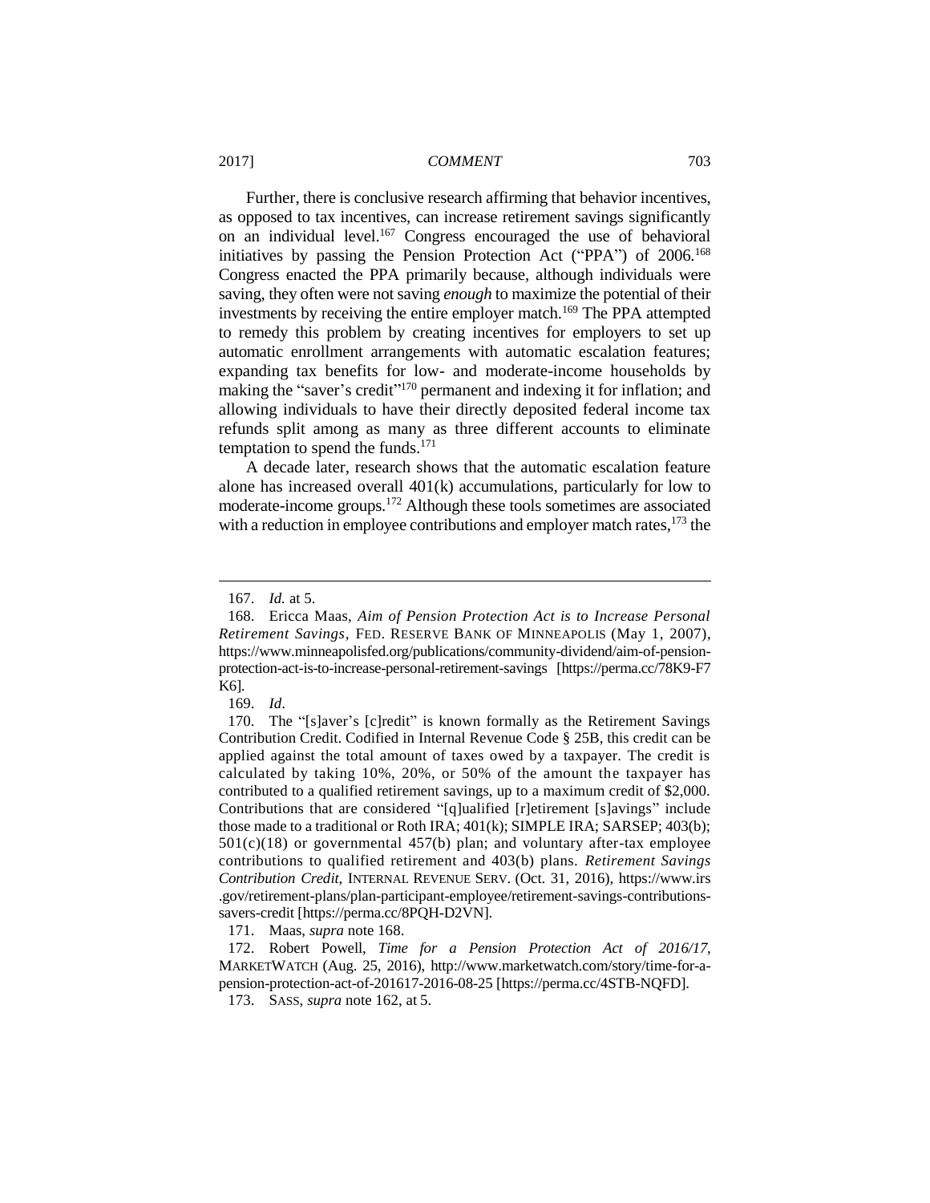Further, there is conclusive research affirming that behavior incentives, as opposed to tax incentives, can increase retirement savings significantly on an individual level.[167] Congress encouraged the use of behavioral initiatives by passing the Pension Protection Act ("PPA") of 2006.[168] Congress enacted the PPA primarily because, although individuals were saving, they often were not saving *enough* to maximize the potential of their investments by receiving the entire employer match.[169] The PPA attempted to remedy this problem by creating incentives for employers to set up automatic enrollment arrangements with automatic escalation features; expanding tax benefits for low- and moderate-income households by making the "saver's credit"[170] permanent and indexing it for inflation; and allowing individuals to have their directly deposited federal income tax refunds split among as many as three different accounts to eliminate temptation to spend the funds.[171]

A decade later, research shows that the automatic escalation feature alone has increased overall 401(k) accumulations, particularly for low to moderate-income groups.[172] Although these tools sometimes are associated with a reduction in employee contributions and employer match rates,[173] the

---

167. *Id.* at 5.

168. Ericca Maas, *Aim of Pension Protection Act is to Increase Personal Retirement Savings*, FED. RESERVE BANK OF MINNEAPOLIS (May 1, 2007), https://www.minneapolisfed.org/publications/community-dividend/aim-of-pension-protection-act-is-to-increase-personal-retirement-savings [https://perma.cc/78K9-F7K6].

169. *Id.*

170. The "[s]aver's [c]redit" is known formally as the Retirement Savings Contribution Credit. Codified in Internal Revenue Code § 25B, this credit can be applied against the total amount of taxes owed by a taxpayer. The credit is calculated by taking 10%, 20%, or 50% of the amount the taxpayer has contributed to a qualified retirement savings, up to a maximum credit of $2,000. Contributions that are considered "[q]ualified [r]etirement [s]avings" include those made to a traditional or Roth IRA; 401(k); SIMPLE IRA; SARSEP; 403(b); 501(c)(18) or governmental 457(b) plan; and voluntary after-tax employee contributions to qualified retirement and 403(b) plans. *Retirement Savings Contribution Credit*, INTERNAL REVENUE SERV. (Oct. 31, 2016), https://www.irs.gov/retirement-plans/plan-participant-employee/retirement-savings-contributions-savers-credit [https://perma.cc/8PQH-D2VN].

171. Maas, *supra* note 168.

172. Robert Powell, *Time for a Pension Protection Act of 2016/17*, MARKETWATCH (Aug. 25, 2016), http://www.marketwatch.com/story/time-for-a-pension-protection-act-of-201617-2016-08-25 [https://perma.cc/4STB-NQFD].

173. SASS, *supra* note 162, at 5.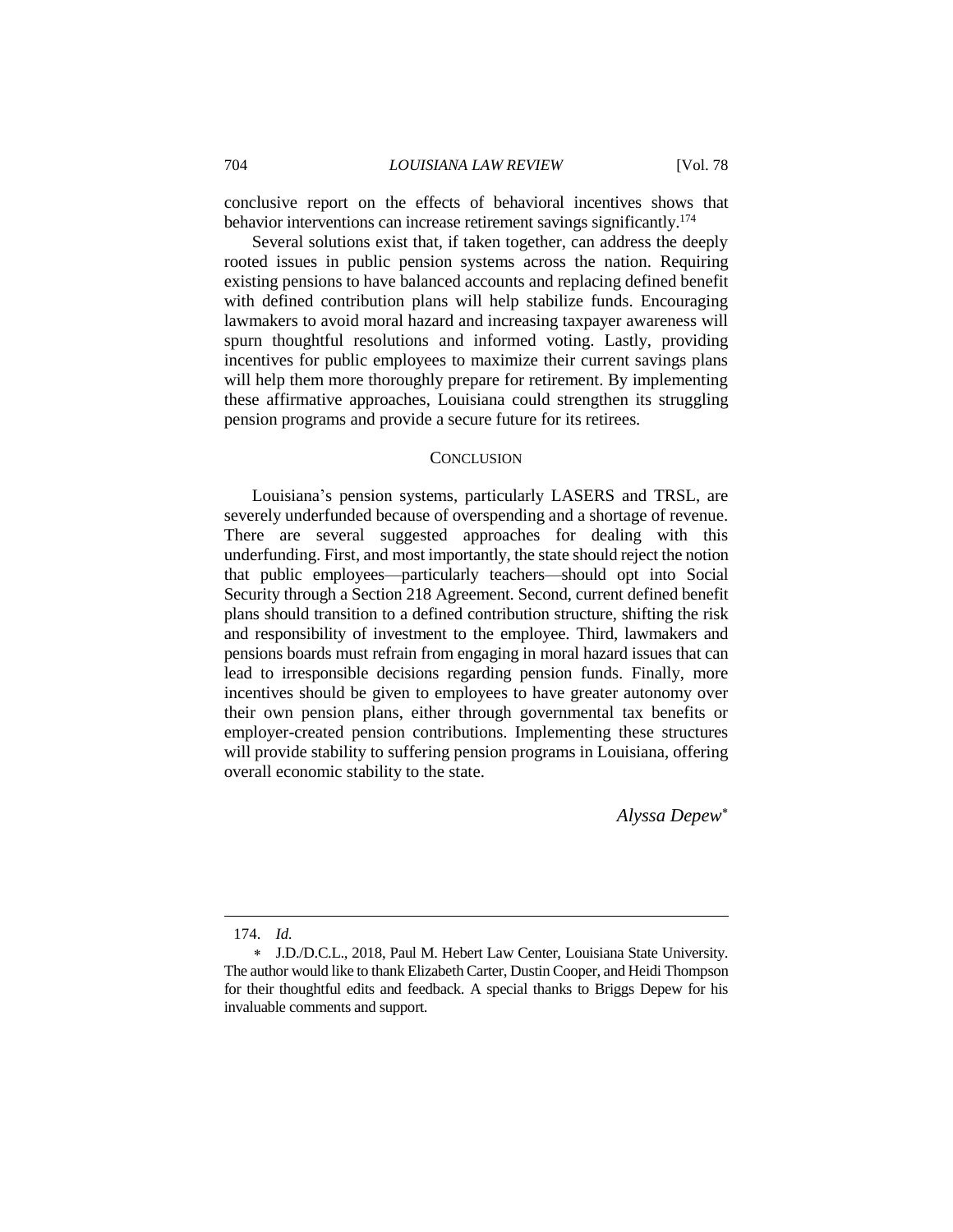conclusive report on the effects of behavioral incentives shows that behavior interventions can increase retirement savings significantly.[174]

Several solutions exist that, if taken together, can address the deeply rooted issues in public pension systems across the nation. Requiring existing pensions to have balanced accounts and replacing defined benefit with defined contribution plans will help stabilize funds. Encouraging lawmakers to avoid moral hazard and increasing taxpayer awareness will spurn thoughtful resolutions and informed voting. Lastly, providing incentives for public employees to maximize their current savings plans will help them more thoroughly prepare for retirement. By implementing these affirmative approaches, Louisiana could strengthen its struggling pension programs and provide a secure future for its retirees.

## CONCLUSION

Louisiana's pension systems, particularly LASERS and TRSL, are severely underfunded because of overspending and a shortage of revenue. There are several suggested approaches for dealing with this underfunding. First, and most importantly, the state should reject the notion that public employees—particularly teachers—should opt into Social Security through a Section 218 Agreement. Second, current defined benefit plans should transition to a defined contribution structure, shifting the risk and responsibility of investment to the employee. Third, lawmakers and pensions boards must refrain from engaging in moral hazard issues that can lead to irresponsible decisions regarding pension funds. Finally, more incentives should be given to employees to have greater autonomy over their own pension plans, either through governmental tax benefits or employer-created pension contributions. Implementing these structures will provide stability to suffering pension programs in Louisiana, offering overall economic stability to the state.

*Alyssa Depew*[*]

---

174. *Id.*

[*] J.D./D.C.L., 2018, Paul M. Hebert Law Center, Louisiana State University. The author would like to thank Elizabeth Carter, Dustin Cooper, and Heidi Thompson for their thoughtful edits and feedback. A special thanks to Briggs Depew for his invaluable comments and support.